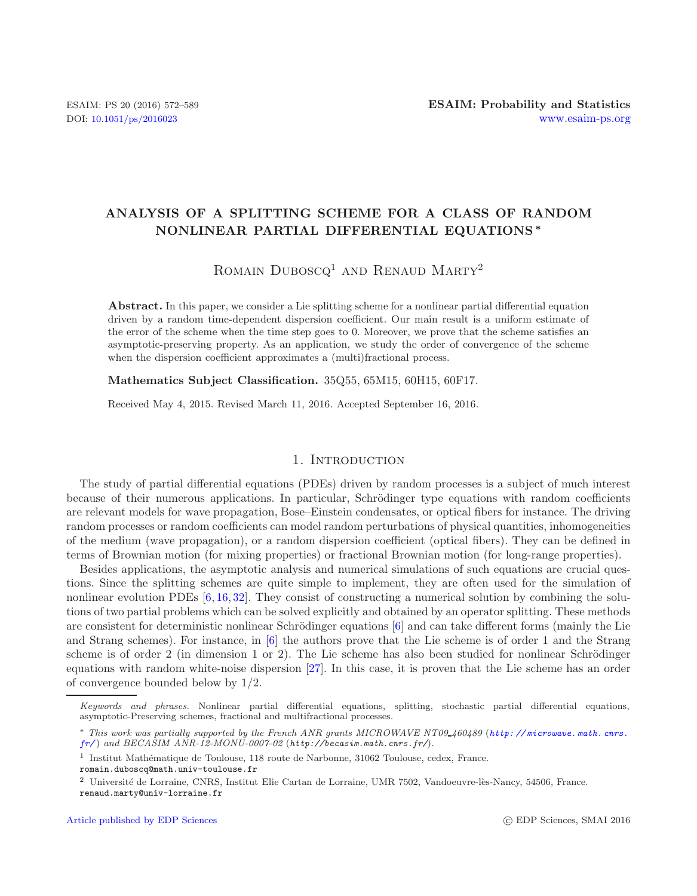# ANALYSIS OF A SPLITTING SCHEME FOR A CLASS OF RANDOM NONLINEAR PARTIAL DIFFERENTIAL EQUATIONS *

Romain Duboscq[1] and Renaud Marty[2]

**Abstract.** In this paper, we consider a Lie splitting scheme for a nonlinear partial differential equation driven by a random time-dependent dispersion coefficient. Our main result is a uniform estimate of the error of the scheme when the time step goes to 0. Moreover, we prove that the scheme satisfies an asymptotic-preserving property. As an application, we study the order of convergence of the scheme when the dispersion coefficient approximates a (multi)fractional process.

**Mathematics Subject Classification.** 35Q55, 65M15, 60H15, 60F17.

Received May 4, 2015. Revised March 11, 2016. Accepted September 16, 2016.

## 1. Introduction

The study of partial differential equations (PDEs) driven by random processes is a subject of much interest because of their numerous applications. In particular, Schrödinger type equations with random coefficients are relevant models for wave propagation, Bose–Einstein condensates, or optical fibers for instance. The driving random processes or random coefficients can model random perturbations of physical quantities, inhomogeneities of the medium (wave propagation), or a random dispersion coefficient (optical fibers). They can be defined in terms of Brownian motion (for mixing properties) or fractional Brownian motion (for long-range properties).

Besides applications, the asymptotic analysis and numerical simulations of such equations are crucial questions. Since the splitting schemes are quite simple to implement, they are often used for the simulation of nonlinear evolution PDEs [6, 16, 32]. They consist of constructing a numerical solution by combining the solutions of two partial problems which can be solved explicitly and obtained by an operator splitting. These methods are consistent for deterministic nonlinear Schrödinger equations [6] and can take different forms (mainly the Lie and Strang schemes). For instance, in [6] the authors prove that the Lie scheme is of order 1 and the Strang scheme is of order 2 (in dimension 1 or 2). The Lie scheme has also been studied for nonlinear Schrödinger equations with random white-noise dispersion [27]. In this case, it is proven that the Lie scheme has an order of convergence bounded below by 1/2.

---

*Keywords and phrases.* Nonlinear partial differential equations, splitting, stochastic partial differential equations, asymptotic-Preserving schemes, fractional and multifractional processes.

\* *This work was partially supported by the French ANR grants MICROWAVE NT09_460489 (http://microwave.math.cnrs.fr/) and BECASIM ANR-12-MONU-0007-02 (http://becasim.math.cnrs.fr/).*

[1] Institut Mathématique de Toulouse, 118 route de Narbonne, 31062 Toulouse, cedex, France.
romain.duboscq@math.univ-toulouse.fr

[2] Université de Lorraine, CNRS, Institut Elie Cartan de Lorraine, UMR 7502, Vandoeuvre-lès-Nancy, 54506, France.
renaud.marty@univ-lorraine.fr

Article published by EDP Sciences © EDP Sciences, SMAI 2016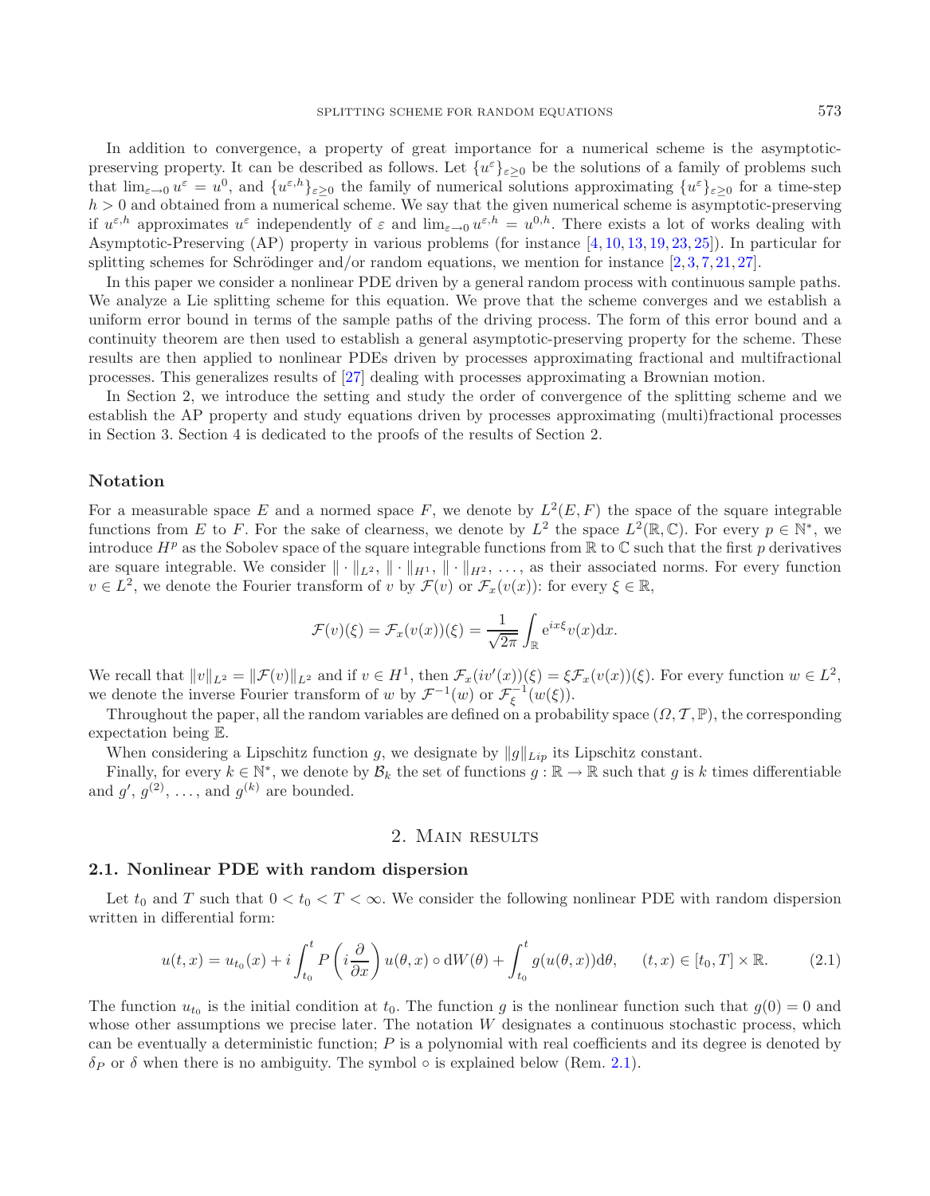In addition to convergence, a property of great importance for a numerical scheme is the asymptotic-preserving property. It can be described as follows. Let $\{u^\varepsilon\}_{\varepsilon\geq 0}$ be the solutions of a family of problems such that $\lim_{\varepsilon\to 0} u^\varepsilon = u^0$, and $\{u^{\varepsilon,h}\}_{\varepsilon\geq 0}$ the family of numerical solutions approximating $\{u^\varepsilon\}_{\varepsilon\geq 0}$ for a time-step $h > 0$ and obtained from a numerical scheme. We say that the given numerical scheme is asymptotic-preserving if $u^{\varepsilon,h}$ approximates $u^\varepsilon$ independently of $\varepsilon$ and $\lim_{\varepsilon\to 0} u^{\varepsilon,h} = u^{0,h}$. There exists a lot of works dealing with Asymptotic-Preserving (AP) property in various problems (for instance [4, 10, 13, 19, 23, 25]). In particular for splitting schemes for Schrödinger and/or random equations, we mention for instance [2, 3, 7, 21, 27].

In this paper we consider a nonlinear PDE driven by a general random process with continuous sample paths. We analyze a Lie splitting scheme for this equation. We prove that the scheme converges and we establish a uniform error bound in terms of the sample paths of the driving process. The form of this error bound and a continuity theorem are then used to establish a general asymptotic-preserving property for the scheme. These results are then applied to nonlinear PDEs driven by processes approximating fractional and multifractional processes. This generalizes results of [27] dealing with processes approximating a Brownian motion.

In Section 2, we introduce the setting and study the order of convergence of the splitting scheme and we establish the AP property and study equations driven by processes approximating (multi)fractional processes in Section 3. Section 4 is dedicated to the proofs of the results of Section 2.

### Notation

For a measurable space $E$ and a normed space $F$, we denote by $L^2(E, F)$ the space of the square integrable functions from $E$ to $F$. For the sake of clearness, we denote by $L^2$ the space $L^2(\mathbb{R}, \mathbb{C})$. For every $p \in \mathbb{N}^*$, we introduce $H^p$ as the Sobolev space of the square integrable functions from $\mathbb{R}$ to $\mathbb{C}$ such that the first $p$ derivatives are square integrable. We consider $\|\cdot\|_{L^2}$, $\|\cdot\|_{H^1}$, $\|\cdot\|_{H^2}$, $\ldots$, as their associated norms. For every function $v \in L^2$, we denote the Fourier transform of $v$ by $\mathcal{F}(v)$ or $\mathcal{F}_x(v(x))$: for every $\xi \in \mathbb{R}$,

$$\mathcal{F}(v)(\xi) = \mathcal{F}_x(v(x))(\xi) = \frac{1}{\sqrt{2\pi}} \int_{\mathbb{R}} \mathrm{e}^{ix\xi} v(x)\mathrm{d}x.$$

We recall that $\|v\|_{L^2} = \|\mathcal{F}(v)\|_{L^2}$ and if $v \in H^1$, then $\mathcal{F}_x(iv'(x))(\xi) = \xi\mathcal{F}_x(v(x))(\xi)$. For every function $w \in L^2$, we denote the inverse Fourier transform of $w$ by $\mathcal{F}^{-1}(w)$ or $\mathcal{F}_\xi^{-1}(w(\xi))$.

Throughout the paper, all the random variables are defined on a probability space $(\Omega, \mathcal{T}, \mathbb{P})$, the corresponding expectation being $\mathbb{E}$.

When considering a Lipschitz function $g$, we designate by $\|g\|_{Lip}$ its Lipschitz constant.

Finally, for every $k \in \mathbb{N}^*$, we denote by $\mathcal{B}_k$ the set of functions $g : \mathbb{R} \to \mathbb{R}$ such that $g$ is $k$ times differentiable and $g'$, $g^{(2)}$, $\ldots$, and $g^{(k)}$ are bounded.

## 2. Main results

### 2.1. Nonlinear PDE with random dispersion

Let $t_0$ and $T$ such that $0 < t_0 < T < \infty$. We consider the following nonlinear PDE with random dispersion written in differential form:

$$u(t, x) = u_{t_0}(x) + i\int_{t_0}^{t} P\left(i\frac{\partial}{\partial x}\right) u(\theta, x) \circ \mathrm{d}W(\theta) + \int_{t_0}^{t} g(u(\theta, x))\mathrm{d}\theta, \qquad (t, x) \in [t_0, T] \times \mathbb{R}. \tag{2.1}$$

The function $u_{t_0}$ is the initial condition at $t_0$. The function $g$ is the nonlinear function such that $g(0) = 0$ and whose other assumptions we precise later. The notation $W$ designates a continuous stochastic process, which can be eventually a deterministic function; $P$ is a polynomial with real coefficients and its degree is denoted by $\delta_P$ or $\delta$ when there is no ambiguity. The symbol $\circ$ is explained below (Rem. 2.1).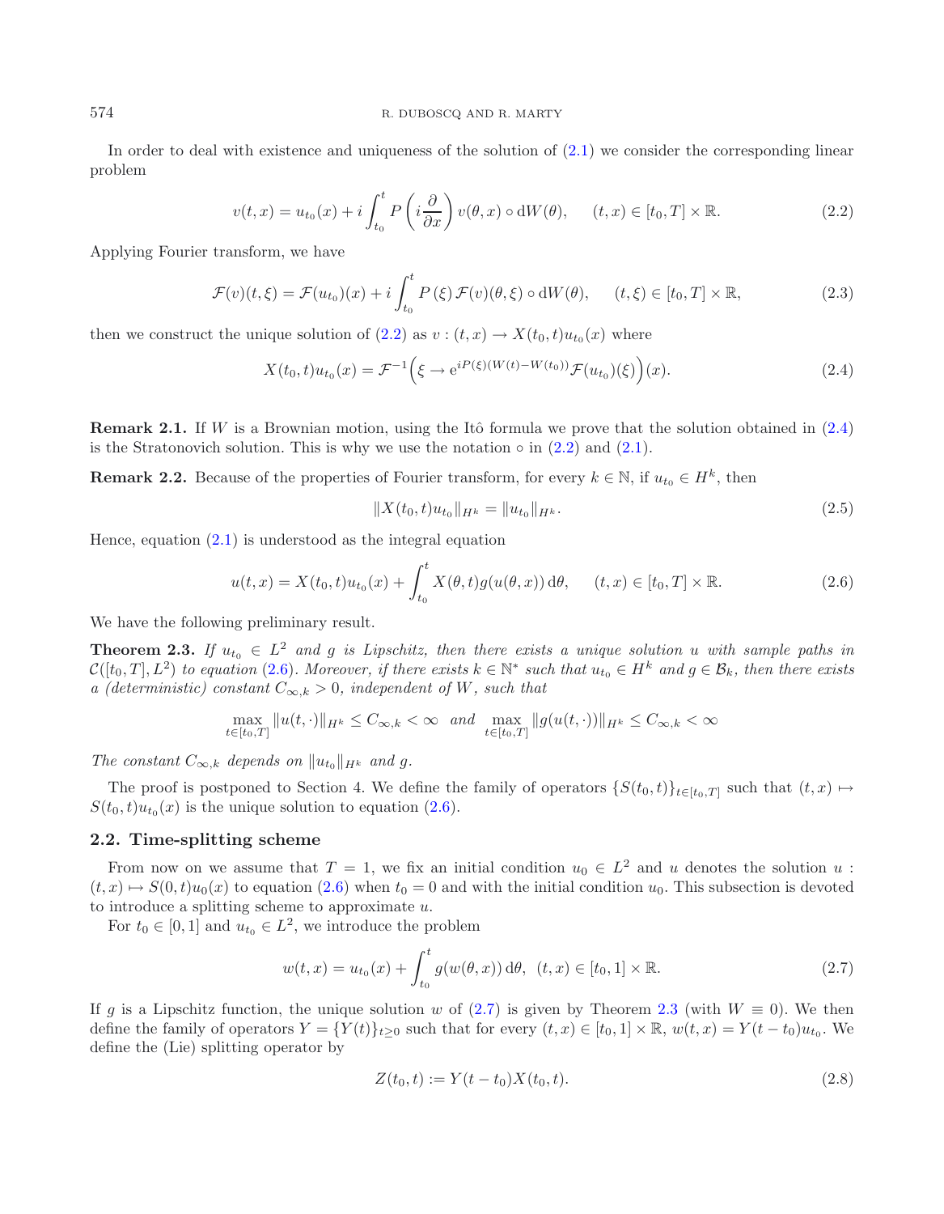In order to deal with existence and uniqueness of the solution of (2.1) we consider the corresponding linear problem

$$v(t,x) = u_{t_0}(x) + i\int_{t_0}^{t} P\left(i\frac{\partial}{\partial x}\right) v(\theta,x) \circ \mathrm{d}W(\theta), \qquad (t,x) \in [t_0,T] \times \mathbb{R}. \tag{2.2}$$

Applying Fourier transform, we have

$$\mathcal{F}(v)(t,\xi) = \mathcal{F}(u_{t_0})(x) + i\int_{t_0}^{t} P\left(\xi\right) \mathcal{F}(v)(\theta,\xi) \circ \mathrm{d}W(\theta), \qquad (t,\xi) \in [t_0,T] \times \mathbb{R}, \tag{2.3}$$

then we construct the unique solution of (2.2) as $v : (t,x) \to X(t_0,t)u_{t_0}(x)$ where

$$X(t_0,t)u_{t_0}(x) = \mathcal{F}^{-1}\Big(\xi \to \mathrm{e}^{iP(\xi)(W(t)-W(t_0))}\mathcal{F}(u_{t_0})(\xi)\Big)(x). \tag{2.4}$$

**Remark 2.1.** If $W$ is a Brownian motion, using the Itô formula we prove that the solution obtained in (2.4) is the Stratonovich solution. This is why we use the notation $\circ$ in (2.2) and (2.1).

**Remark 2.2.** Because of the properties of Fourier transform, for every $k \in \mathbb{N}$, if $u_{t_0} \in H^k$, then

$$\|X(t_0,t)u_{t_0}\|_{H^k} = \|u_{t_0}\|_{H^k}. \tag{2.5}$$

Hence, equation (2.1) is understood as the integral equation

$$u(t,x) = X(t_0,t)u_{t_0}(x) + \int_{t_0}^{t} X(\theta,t)g(u(\theta,x))\,\mathrm{d}\theta, \qquad (t,x) \in [t_0,T] \times \mathbb{R}. \tag{2.6}$$

We have the following preliminary result.

**Theorem 2.3.** *If $u_{t_0} \in L^2$ and $g$ is Lipschitz, then there exists a unique solution $u$ with sample paths in $\mathcal{C}([t_0,T],L^2)$ to equation (2.6). Moreover, if there exists $k \in \mathbb{N}^*$ such that $u_{t_0} \in H^k$ and $g \in \mathcal{B}_k$, then there exists a (deterministic) constant $C_{\infty,k} > 0$, independent of $W$, such that*

$$\max_{t\in[t_0,T]} \|u(t,\cdot)\|_{H^k} \leq C_{\infty,k} < \infty \quad \text{and} \quad \max_{t\in[t_0,T]} \|g(u(t,\cdot))\|_{H^k} \leq C_{\infty,k} < \infty$$

*The constant $C_{\infty,k}$ depends on $\|u_{t_0}\|_{H^k}$ and $g$.*

The proof is postponed to Section 4. We define the family of operators $\{S(t_0,t)\}_{t\in[t_0,T]}$ such that $(t,x) \mapsto S(t_0,t)u_{t_0}(x)$ is the unique solution to equation (2.6).

### 2.2. Time-splitting scheme

From now on we assume that $T = 1$, we fix an initial condition $u_0 \in L^2$ and $u$ denotes the solution $u : (t,x) \mapsto S(0,t)u_0(x)$ to equation (2.6) when $t_0 = 0$ and with the initial condition $u_0$. This subsection is devoted to introduce a splitting scheme to approximate $u$.

For $t_0 \in [0,1]$ and $u_{t_0} \in L^2$, we introduce the problem

$$w(t,x) = u_{t_0}(x) + \int_{t_0}^{t} g(w(\theta,x))\,\mathrm{d}\theta, \;\; (t,x) \in [t_0,1] \times \mathbb{R}. \tag{2.7}$$

If $g$ is a Lipschitz function, the unique solution $w$ of (2.7) is given by Theorem 2.3 (with $W \equiv 0$). We then define the family of operators $Y = \{Y(t)\}_{t\geq 0}$ such that for every $(t,x) \in [t_0,1] \times \mathbb{R}$, $w(t,x) = Y(t-t_0)u_{t_0}$. We define the (Lie) splitting operator by

$$Z(t_0,t) := Y(t-t_0)X(t_0,t). \tag{2.8}$$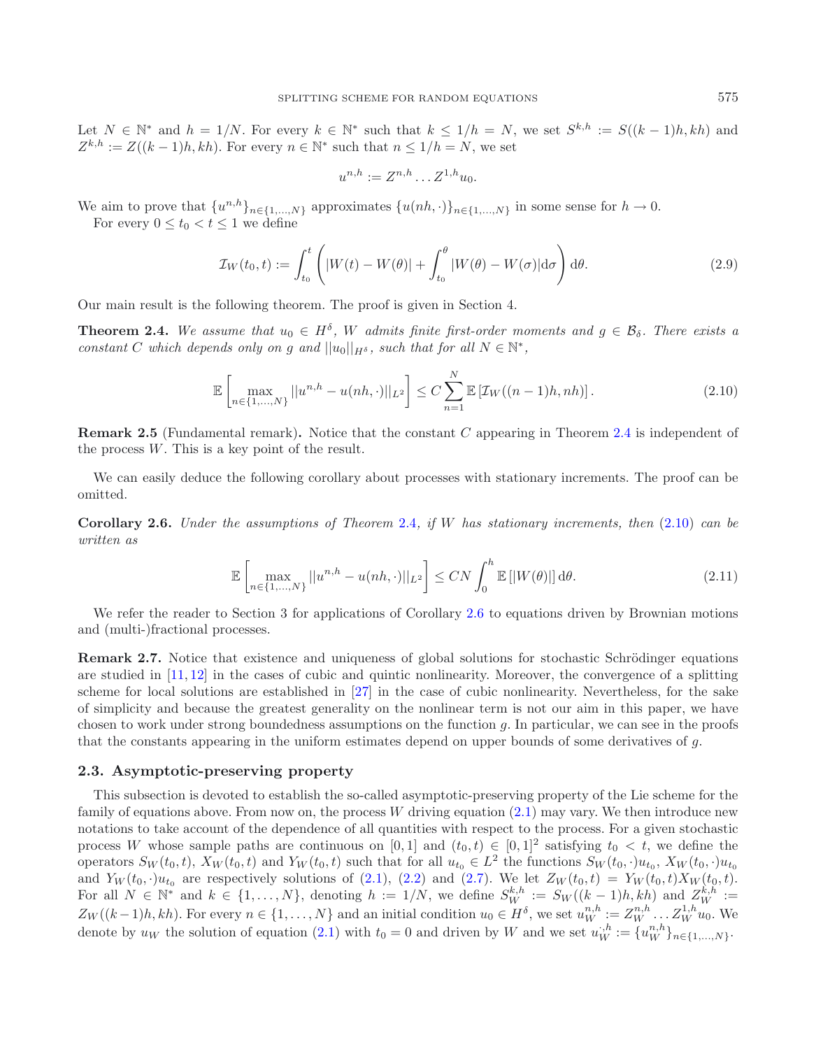Let $N \in \mathbb{N}^*$ and $h = 1/N$. For every $k \in \mathbb{N}^*$ such that $k \leq 1/h = N$, we set $S^{k,h} := S((k-1)h, kh)$ and $Z^{k,h} := Z((k-1)h, kh)$. For every $n \in \mathbb{N}^*$ such that $n \leq 1/h = N$, we set

$$u^{n,h} := Z^{n,h} \dots Z^{1,h} u_0.$$

We aim to prove that $\{u^{n,h}\}_{n\in\{1,\dots,N\}}$ approximates $\{u(nh,\cdot)\}_{n\in\{1,\dots,N\}}$ in some sense for $h \to 0$.

For every $0 \leq t_0 < t \leq 1$ we define

$$\mathcal{I}_W(t_0,t) := \int_{t_0}^{t} \left( |W(t) - W(\theta)| + \int_{t_0}^{\theta} |W(\theta) - W(\sigma)| \mathrm{d}\sigma \right) \mathrm{d}\theta. \tag{2.9}$$

Our main result is the following theorem. The proof is given in Section 4.

**Theorem 2.4.** *We assume that $u_0 \in H^\delta$, $W$ admits finite first-order moments and $g \in \mathcal{B}_\delta$. There exists a constant $C$ which depends only on $g$ and $||u_0||_{H^\delta}$, such that for all $N \in \mathbb{N}^*$,*

$$\mathbb{E}\left[ \max_{n\in\{1,\dots,N\}} ||u^{n,h} - u(nh,\cdot)||_{L^2} \right] \leq C \sum_{n=1}^{N} \mathbb{E}\left[ \mathcal{I}_W((n-1)h, nh) \right]. \tag{2.10}$$

**Remark 2.5** (Fundamental remark)**.** Notice that the constant $C$ appearing in Theorem 2.4 is independent of the process $W$. This is a key point of the result.

We can easily deduce the following corollary about processes with stationary increments. The proof can be omitted.

**Corollary 2.6.** *Under the assumptions of Theorem 2.4, if $W$ has stationary increments, then (2.10) can be written as*

$$\mathbb{E}\left[ \max_{n\in\{1,\dots,N\}} ||u^{n,h} - u(nh,\cdot)||_{L^2} \right] \leq CN \int_0^h \mathbb{E}\left[ |W(\theta)| \right] \mathrm{d}\theta. \tag{2.11}$$

We refer the reader to Section 3 for applications of Corollary 2.6 to equations driven by Brownian motions and (multi-)fractional processes.

**Remark 2.7.** Notice that existence and uniqueness of global solutions for stochastic Schrödinger equations are studied in [11, 12] in the cases of cubic and quintic nonlinearity. Moreover, the convergence of a splitting scheme for local solutions are established in [27] in the case of cubic nonlinearity. Nevertheless, for the sake of simplicity and because the greatest generality on the nonlinear term is not our aim in this paper, we have chosen to work under strong boundedness assumptions on the function $g$. In particular, we can see in the proofs that the constants appearing in the uniform estimates depend on upper bounds of some derivatives of $g$.

### 2.3. Asymptotic-preserving property

This subsection is devoted to establish the so-called asymptotic-preserving property of the Lie scheme for the family of equations above. From now on, the process $W$ driving equation (2.1) may vary. We then introduce new notations to take account of the dependence of all quantities with respect to the process. For a given stochastic process $W$ whose sample paths are continuous on $[0,1]$ and $(t_0,t) \in [0,1]^2$ satisfying $t_0 < t$, we define the operators $S_W(t_0,t)$, $X_W(t_0,t)$ and $Y_W(t_0,t)$ such that for all $u_{t_0} \in L^2$ the functions $S_W(t_0,\cdot)u_{t_0}$, $X_W(t_0,\cdot)u_{t_0}$ and $Y_W(t_0,\cdot)u_{t_0}$ are respectively solutions of (2.1), (2.2) and (2.7). We let $Z_W(t_0,t) = Y_W(t_0,t)X_W(t_0,t)$. For all $N \in \mathbb{N}^*$ and $k \in \{1,\dots,N\}$, denoting $h := 1/N$, we define $S_W^{k,h} := S_W((k-1)h, kh)$ and $Z_W^{k,h} := Z_W((k-1)h, kh)$. For every $n \in \{1,\dots,N\}$ and an initial condition $u_0 \in H^\delta$, we set $u_W^{n,h} := Z_W^{n,h} \dots Z_W^{1,h} u_0$. We denote by $u_W$ the solution of equation (2.1) with $t_0 = 0$ and driven by $W$ and we set $u_W^{\cdot,h} := \{u_W^{n,h}\}_{n\in\{1,\dots,N\}}$.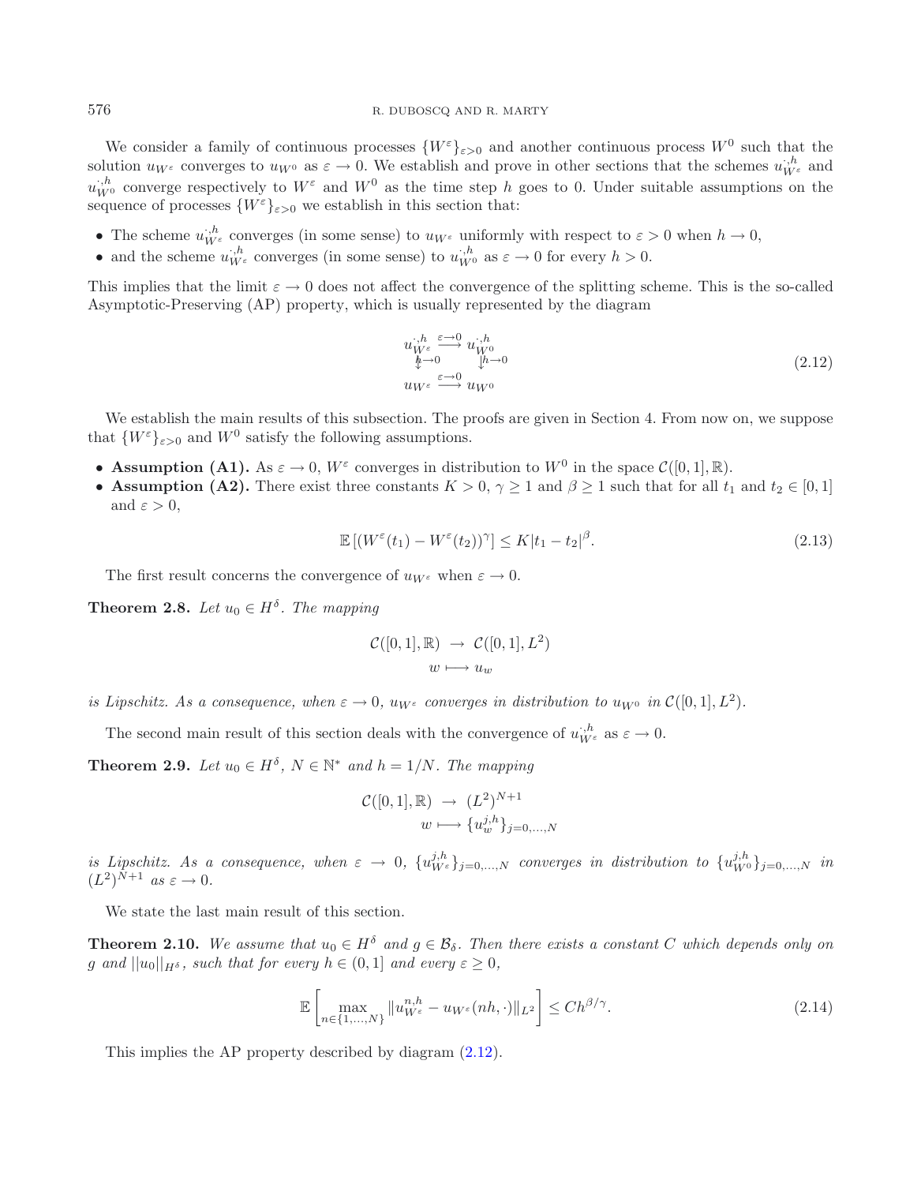We consider a family of continuous processes $\{W^\varepsilon\}_{\varepsilon>0}$ and another continuous process $W^0$ such that the solution $u_{W^\varepsilon}$ converges to $u_{W^0}$ as $\varepsilon \to 0$. We establish and prove in other sections that the schemes $u^{\cdot,h}_{W^\varepsilon}$ and $u^{\cdot,h}_{W^0}$ converge respectively to $W^\varepsilon$ and $W^0$ as the time step $h$ goes to 0. Under suitable assumptions on the sequence of processes $\{W^\varepsilon\}_{\varepsilon>0}$ we establish in this section that:

- The scheme $u^{\cdot,h}_{W^\varepsilon}$ converges (in some sense) to $u_{W^\varepsilon}$ uniformly with respect to $\varepsilon > 0$ when $h \to 0$,
- and the scheme $u^{\cdot,h}_{W^\varepsilon}$ converges (in some sense) to $u^{\cdot,h}_{W^0}$ as $\varepsilon \to 0$ for every $h > 0$.

This implies that the limit $\varepsilon \to 0$ does not affect the convergence of the splitting scheme. This is the so-called Asymptotic-Preserving (AP) property, which is usually represented by the diagram

$$\begin{array}{ccc} u^{\cdot,h}_{W^\varepsilon} & \xrightarrow{\varepsilon\to 0} & u^{\cdot,h}_{W^0} \\ \downarrow^{h\to 0} & & \downarrow^{h\to 0} \\ u_{W^\varepsilon} & \xrightarrow{\varepsilon\to 0} & u_{W^0} \end{array} \tag{2.12}$$

We establish the main results of this subsection. The proofs are given in Section 4. From now on, we suppose that $\{W^\varepsilon\}_{\varepsilon>0}$ and $W^0$ satisfy the following assumptions.

- **Assumption (A1).** As $\varepsilon \to 0$, $W^\varepsilon$ converges in distribution to $W^0$ in the space $\mathcal{C}([0,1],\mathbb{R})$.
- **Assumption (A2).** There exist three constants $K > 0$, $\gamma \geq 1$ and $\beta \geq 1$ such that for all $t_1$ and $t_2 \in [0,1]$ and $\varepsilon > 0$,

$$\mathbb{E}\left[(W^\varepsilon(t_1) - W^\varepsilon(t_2))^\gamma\right] \leq K|t_1 - t_2|^\beta. \tag{2.13}$$

The first result concerns the convergence of $u_{W^\varepsilon}$ when $\varepsilon \to 0$.

**Theorem 2.8.** *Let $u_0 \in H^\delta$. The mapping*

$$\begin{aligned} \mathcal{C}([0,1],\mathbb{R}) &\to \mathcal{C}([0,1],L^2) \\ w &\longmapsto u_w \end{aligned}$$

*is Lipschitz. As a consequence, when $\varepsilon \to 0$, $u_{W^\varepsilon}$ converges in distribution to $u_{W^0}$ in $\mathcal{C}([0,1],L^2)$.*

The second main result of this section deals with the convergence of $u^{\cdot,h}_{W^\varepsilon}$ as $\varepsilon \to 0$.

**Theorem 2.9.** *Let $u_0 \in H^\delta$, $N \in \mathbb{N}^*$ and $h = 1/N$. The mapping*

$$\begin{aligned} \mathcal{C}([0,1],\mathbb{R}) &\to (L^2)^{N+1} \\ w &\longmapsto \{u^{j,h}_w\}_{j=0,\ldots,N} \end{aligned}$$

*is Lipschitz. As a consequence, when $\varepsilon \to 0$, $\{u^{j,h}_{W^\varepsilon}\}_{j=0,\ldots,N}$ converges in distribution to $\{u^{j,h}_{W^0}\}_{j=0,\ldots,N}$ in $(L^2)^{N+1}$ as $\varepsilon \to 0$.*

We state the last main result of this section.

**Theorem 2.10.** *We assume that $u_0 \in H^\delta$ and $g \in \mathcal{B}_\delta$. Then there exists a constant $C$ which depends only on $g$ and $\|u_0\|_{H^\delta}$, such that for every $h \in (0,1]$ and every $\varepsilon \geq 0$,*

$$\mathbb{E}\left[\max_{n\in\{1,\ldots,N\}} \|u^{n,h}_{W^\varepsilon} - u_{W^\varepsilon}(nh,\cdot)\|_{L^2}\right] \leq Ch^{\beta/\gamma}. \tag{2.14}$$

This implies the AP property described by diagram (2.12).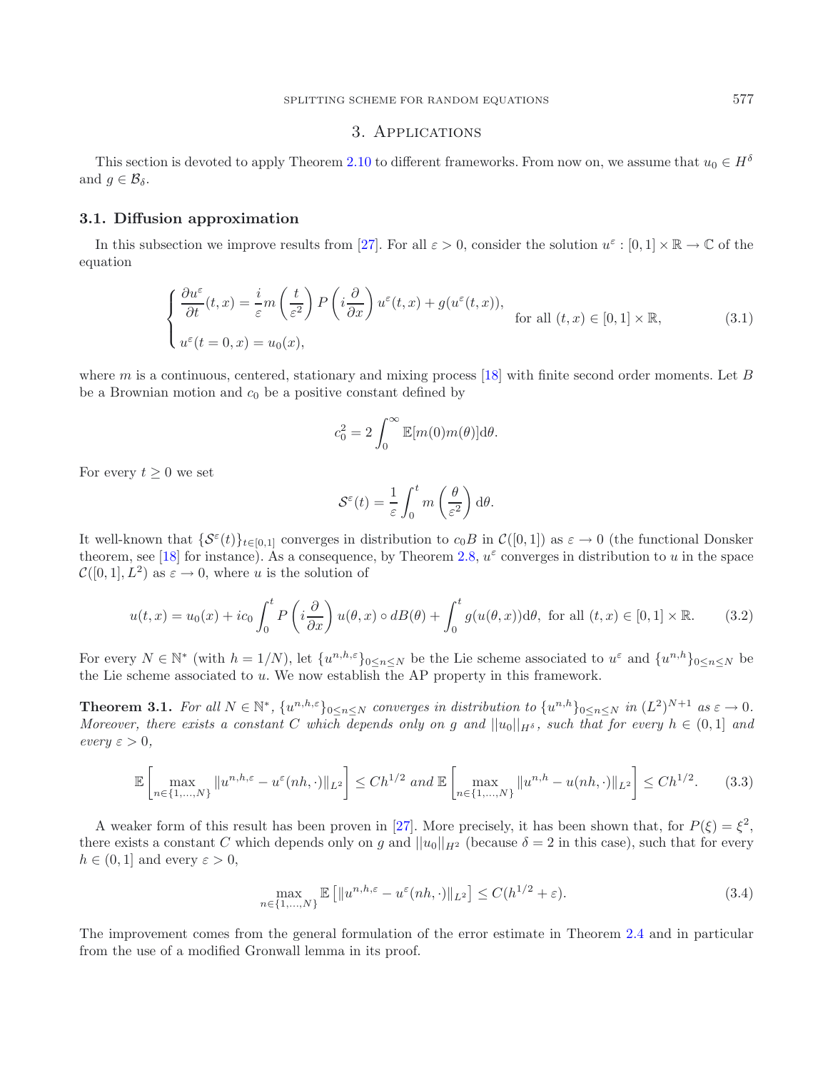## 3. Applications

This section is devoted to apply Theorem 2.10 to different frameworks. From now on, we assume that $u_0 \in H^\delta$ and $g \in \mathcal{B}_\delta$.

### 3.1. Diffusion approximation

In this subsection we improve results from [27]. For all $\varepsilon > 0$, consider the solution $u^\varepsilon : [0,1] \times \mathbb{R} \to \mathbb{C}$ of the equation

$$\begin{cases} \dfrac{\partial u^\varepsilon}{\partial t}(t,x) = \dfrac{i}{\varepsilon} m\left(\dfrac{t}{\varepsilon^2}\right) P\left(i\dfrac{\partial}{\partial x}\right) u^\varepsilon(t,x) + g(u^\varepsilon(t,x)), & \text{for all } (t,x) \in [0,1] \times \mathbb{R}, \\ u^\varepsilon(t=0,x) = u_0(x), & \end{cases} \tag{3.1}$$

where $m$ is a continuous, centered, stationary and mixing process [18] with finite second order moments. Let $B$ be a Brownian motion and $c_0$ be a positive constant defined by

$$c_0^2 = 2\int_0^\infty \mathbb{E}[m(0)m(\theta)]\mathrm{d}\theta.$$

For every $t \geq 0$ we set

$$\mathcal{S}^\varepsilon(t) = \frac{1}{\varepsilon}\int_0^t m\left(\frac{\theta}{\varepsilon^2}\right)\mathrm{d}\theta.$$

It well-known that $\{\mathcal{S}^\varepsilon(t)\}_{t\in[0,1]}$ converges in distribution to $c_0 B$ in $\mathcal{C}([0,1])$ as $\varepsilon \to 0$ (the functional Donsker theorem, see [18] for instance). As a consequence, by Theorem 2.8, $u^\varepsilon$ converges in distribution to $u$ in the space $\mathcal{C}([0,1], L^2)$ as $\varepsilon \to 0$, where $u$ is the solution of

$$u(t,x) = u_0(x) + ic_0\int_0^t P\left(i\frac{\partial}{\partial x}\right) u(\theta,x) \circ dB(\theta) + \int_0^t g(u(\theta,x))\mathrm{d}\theta, \text{ for all } (t,x) \in [0,1] \times \mathbb{R}. \tag{3.2}$$

For every $N \in \mathbb{N}^*$ (with $h = 1/N$), let $\{u^{n,h,\varepsilon}\}_{0\leq n\leq N}$ be the Lie scheme associated to $u^\varepsilon$ and $\{u^{n,h}\}_{0\leq n\leq N}$ be the Lie scheme associated to $u$. We now establish the AP property in this framework.

**Theorem 3.1.** *For all $N \in \mathbb{N}^*$, $\{u^{n,h,\varepsilon}\}_{0\leq n\leq N}$ converges in distribution to $\{u^{n,h}\}_{0\leq n\leq N}$ in $(L^2)^{N+1}$ as $\varepsilon \to 0$. Moreover, there exists a constant $C$ which depends only on $g$ and $||u_0||_{H^\delta}$, such that for every $h \in (0,1]$ and every $\varepsilon > 0$,*

$$\mathbb{E}\left[\max_{n\in\{1,\dots,N\}} \|u^{n,h,\varepsilon} - u^\varepsilon(nh,\cdot)\|_{L^2}\right] \leq Ch^{1/2} \text{ and } \mathbb{E}\left[\max_{n\in\{1,\dots,N\}} \|u^{n,h} - u(nh,\cdot)\|_{L^2}\right] \leq Ch^{1/2}. \tag{3.3}$$

A weaker form of this result has been proven in [27]. More precisely, it has been shown that, for $P(\xi) = \xi^2$, there exists a constant $C$ which depends only on $g$ and $||u_0||_{H^2}$ (because $\delta = 2$ in this case), such that for every $h \in (0,1]$ and every $\varepsilon > 0$,

$$\max_{n\in\{1,\dots,N\}} \mathbb{E}\left[\|u^{n,h,\varepsilon} - u^\varepsilon(nh,\cdot)\|_{L^2}\right] \leq C(h^{1/2} + \varepsilon). \tag{3.4}$$

The improvement comes from the general formulation of the error estimate in Theorem 2.4 and in particular from the use of a modified Gronwall lemma in its proof.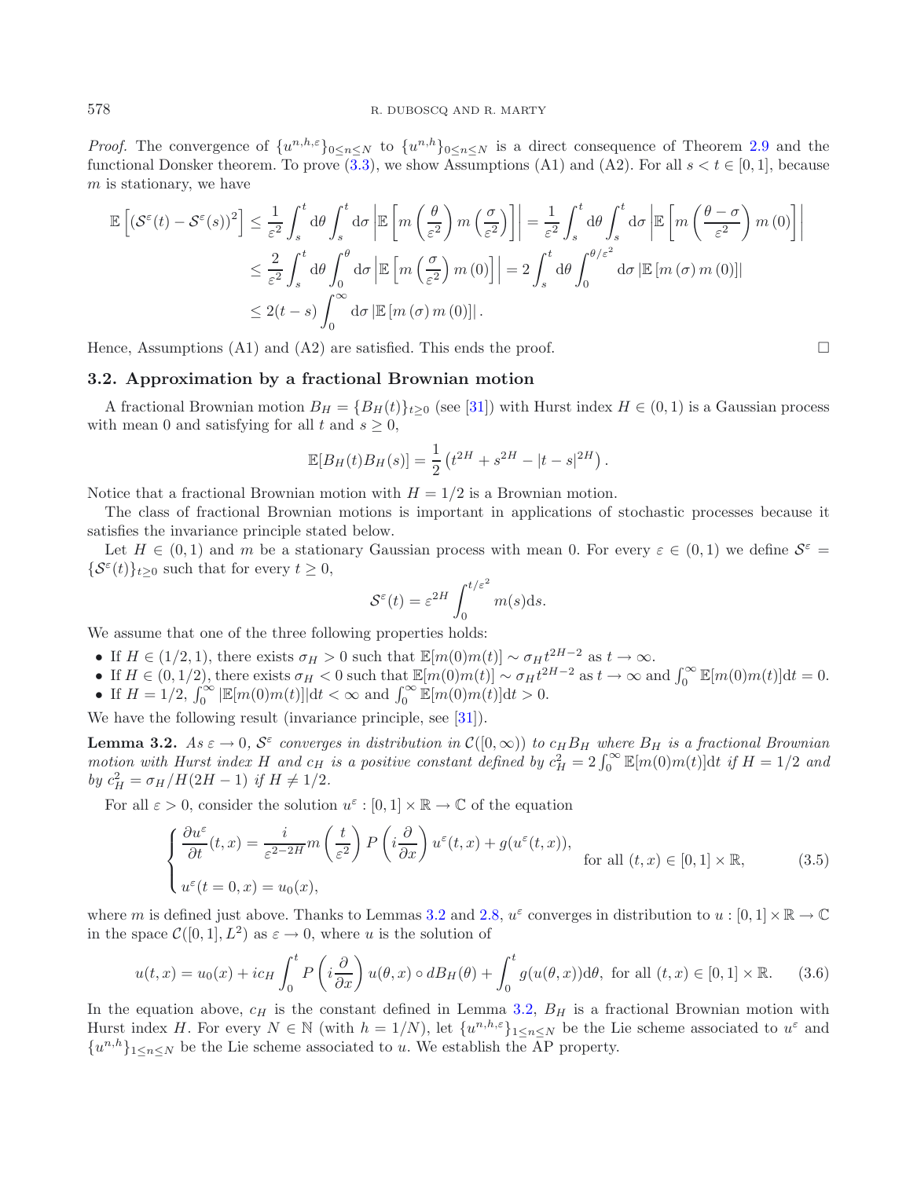*Proof.* The convergence of $\{u^{n,h,\varepsilon}\}_{0\le n\le N}$ to $\{u^{n,h}\}_{0\le n\le N}$ is a direct consequence of Theorem 2.9 and the functional Donsker theorem. To prove (3.3), we show Assumptions (A1) and (A2). For all $s < t \in [0,1]$, because $m$ is stationary, we have

$$
\begin{aligned}
\mathbb{E}\left[(\mathcal{S}^\varepsilon(t)-\mathcal{S}^\varepsilon(s))^2\right] &\le \frac{1}{\varepsilon^2}\int_s^t \mathrm{d}\theta \int_s^t \mathrm{d}\sigma \left|\mathbb{E}\left[m\left(\frac{\theta}{\varepsilon^2}\right)m\left(\frac{\sigma}{\varepsilon^2}\right)\right]\right| = \frac{1}{\varepsilon^2}\int_s^t \mathrm{d}\theta \int_s^t \mathrm{d}\sigma \left|\mathbb{E}\left[m\left(\frac{\theta-\sigma}{\varepsilon^2}\right)m\left(0\right)\right]\right| \\
&\le \frac{2}{\varepsilon^2}\int_s^t \mathrm{d}\theta \int_0^\theta \mathrm{d}\sigma \left|\mathbb{E}\left[m\left(\frac{\sigma}{\varepsilon^2}\right)m\left(0\right)\right]\right| = 2\int_s^t \mathrm{d}\theta \int_0^{\theta/\varepsilon^2} \mathrm{d}\sigma \left|\mathbb{E}\left[m\left(\sigma\right)m\left(0\right)\right]\right| \\
&\le 2(t-s)\int_0^\infty \mathrm{d}\sigma \left|\mathbb{E}\left[m\left(\sigma\right)m\left(0\right)\right]\right|.
\end{aligned}
$$

Hence, Assumptions (A1) and (A2) are satisfied. This ends the proof. □

### 3.2. Approximation by a fractional Brownian motion

A fractional Brownian motion $B_H = \{B_H(t)\}_{t\ge 0}$ (see [31]) with Hurst index $H \in (0,1)$ is a Gaussian process with mean 0 and satisfying for all $t$ and $s \ge 0$,

$$
\mathbb{E}[B_H(t)B_H(s)] = \frac{1}{2}\left(t^{2H} + s^{2H} - |t-s|^{2H}\right).
$$

Notice that a fractional Brownian motion with $H = 1/2$ is a Brownian motion.

The class of fractional Brownian motions is important in applications of stochastic processes because it satisfies the invariance principle stated below.

Let $H \in (0,1)$ and $m$ be a stationary Gaussian process with mean 0. For every $\varepsilon \in (0,1)$ we define $\mathcal{S}^\varepsilon = \{\mathcal{S}^\varepsilon(t)\}_{t\ge 0}$ such that for every $t \ge 0$,

$$
\mathcal{S}^\varepsilon(t) = \varepsilon^{2H}\int_0^{t/\varepsilon^2} m(s)\mathrm{d}s.
$$

We assume that one of the three following properties holds:

- If $H \in (1/2, 1)$, there exists $\sigma_H > 0$ such that $\mathbb{E}[m(0)m(t)] \sim \sigma_H t^{2H-2}$ as $t \to \infty$.
- If $H \in (0, 1/2)$, there exists $\sigma_H < 0$ such that $\mathbb{E}[m(0)m(t)] \sim \sigma_H t^{2H-2}$ as $t \to \infty$ and $\int_0^\infty \mathbb{E}[m(0)m(t)]\mathrm{d}t = 0$.
- If $H = 1/2$, $\int_0^\infty |\mathbb{E}[m(0)m(t)]|\mathrm{d}t < \infty$ and $\int_0^\infty \mathbb{E}[m(0)m(t)]\mathrm{d}t > 0$.

We have the following result (invariance principle, see [31]).

**Lemma 3.2.** *As $\varepsilon \to 0$, $\mathcal{S}^\varepsilon$ converges in distribution in $\mathcal{C}([0,\infty))$ to $c_H B_H$ where $B_H$ is a fractional Brownian motion with Hurst index $H$ and $c_H$ is a positive constant defined by $c_H^2 = 2\int_0^\infty \mathbb{E}[m(0)m(t)]\mathrm{d}t$ if $H = 1/2$ and by $c_H^2 = \sigma_H/H(2H-1)$ if $H \ne 1/2$.*

For all $\varepsilon > 0$, consider the solution $u^\varepsilon : [0,1]\times\mathbb{R} \to \mathbb{C}$ of the equation

$$
\begin{cases}
\dfrac{\partial u^\varepsilon}{\partial t}(t,x) = \dfrac{i}{\varepsilon^{2-2H}} m\left(\dfrac{t}{\varepsilon^2}\right) P\left(i\dfrac{\partial}{\partial x}\right) u^\varepsilon(t,x) + g(u^\varepsilon(t,x)), & \text{for all } (t,x) \in [0,1]\times\mathbb{R}, \\[2ex]
u^\varepsilon(t=0,x) = u_0(x),
\end{cases}
\tag{3.5}
$$

where $m$ is defined just above. Thanks to Lemmas 3.2 and 2.8, $u^\varepsilon$ converges in distribution to $u : [0,1]\times\mathbb{R} \to \mathbb{C}$ in the space $\mathcal{C}([0,1], L^2)$ as $\varepsilon \to 0$, where $u$ is the solution of

$$
u(t,x) = u_0(x) + ic_H \int_0^t P\left(i\frac{\partial}{\partial x}\right) u(\theta,x) \circ dB_H(\theta) + \int_0^t g(u(\theta,x))\mathrm{d}\theta, \text{ for all } (t,x) \in [0,1]\times\mathbb{R}. \tag{3.6}
$$

In the equation above, $c_H$ is the constant defined in Lemma 3.2, $B_H$ is a fractional Brownian motion with Hurst index $H$. For every $N \in \mathbb{N}$ (with $h = 1/N$), let $\{u^{n,h,\varepsilon}\}_{1\le n\le N}$ be the Lie scheme associated to $u^\varepsilon$ and $\{u^{n,h}\}_{1\le n\le N}$ be the Lie scheme associated to $u$. We establish the AP property.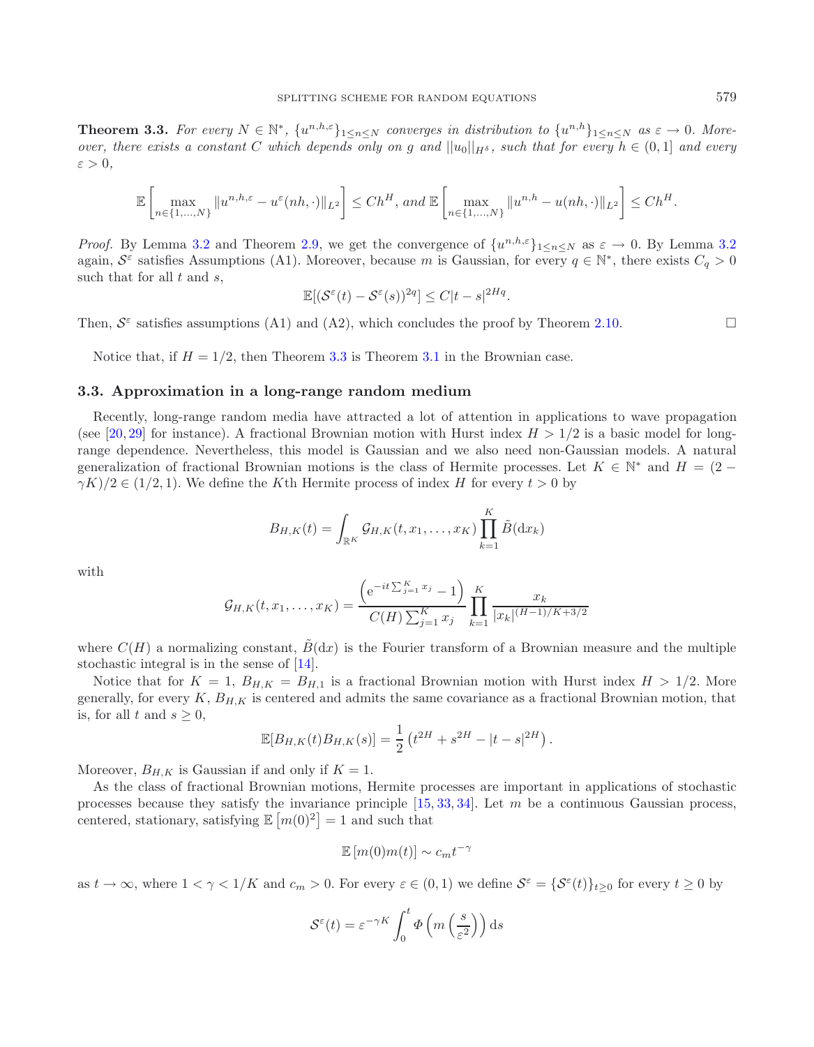**Theorem 3.3.** *For every $N \in \mathbb{N}^*$, $\{u^{n,h,\varepsilon}\}_{1\leq n\leq N}$ converges in distribution to $\{u^{n,h}\}_{1\leq n\leq N}$ as $\varepsilon \to 0$. Moreover, there exists a constant $C$ which depends only on $g$ and $||u_0||_{H^s}$, such that for every $h \in (0,1]$ and every $\varepsilon > 0$,*

$$\mathbb{E}\left[\max_{n\in\{1,\ldots,N\}} \|u^{n,h,\varepsilon} - u^{\varepsilon}(nh,\cdot)\|_{L^2}\right] \leq Ch^H, \text{ and } \mathbb{E}\left[\max_{n\in\{1,\ldots,N\}} \|u^{n,h} - u(nh,\cdot)\|_{L^2}\right] \leq Ch^H.$$

*Proof.* By Lemma 3.2 and Theorem 2.9, we get the convergence of $\{u^{n,h,\varepsilon}\}_{1\leq n\leq N}$ as $\varepsilon \to 0$. By Lemma 3.2 again, $\mathcal{S}^\varepsilon$ satisfies Assumptions (A1). Moreover, because $m$ is Gaussian, for every $q \in \mathbb{N}^*$, there exists $C_q > 0$ such that for all $t$ and $s$,

$$\mathbb{E}[(\mathcal{S}^\varepsilon(t) - \mathcal{S}^\varepsilon(s))^{2q}] \leq C|t-s|^{2Hq}.$$

Then, $\mathcal{S}^\varepsilon$ satisfies assumptions (A1) and (A2), which concludes the proof by Theorem 2.10. □

Notice that, if $H = 1/2$, then Theorem 3.3 is Theorem 3.1 in the Brownian case.

### 3.3. Approximation in a long-range random medium

Recently, long-range random media have attracted a lot of attention in applications to wave propagation (see [20, 29] for instance). A fractional Brownian motion with Hurst index $H > 1/2$ is a basic model for long-range dependence. Nevertheless, this model is Gaussian and we also need non-Gaussian models. A natural generalization of fractional Brownian motions is the class of Hermite processes. Let $K \in \mathbb{N}^*$ and $H = (2 - \gamma K)/2 \in (1/2, 1)$. We define the $K$th Hermite process of index $H$ for every $t > 0$ by

$$B_{H,K}(t) = \int_{\mathbb{R}^K} \mathcal{G}_{H,K}(t, x_1, \ldots, x_K) \prod_{k=1}^{K} \tilde{B}(\mathrm{d}x_k)$$

with

$$\mathcal{G}_{H,K}(t, x_1, \ldots, x_K) = \frac{\left(\mathrm{e}^{-it\sum_{j=1}^{K} x_j} - 1\right)}{C(H)\sum_{j=1}^{K} x_j} \prod_{k=1}^{K} \frac{x_k}{|x_k|^{(H-1)/K+3/2}}$$

where $C(H)$ a normalizing constant, $\tilde{B}(\mathrm{d}x)$ is the Fourier transform of a Brownian measure and the multiple stochastic integral is in the sense of [14].

Notice that for $K = 1$, $B_{H,K} = B_{H,1}$ is a fractional Brownian motion with Hurst index $H > 1/2$. More generally, for every $K$, $B_{H,K}$ is centered and admits the same covariance as a fractional Brownian motion, that is, for all $t$ and $s \geq 0$,

$$\mathbb{E}[B_{H,K}(t)B_{H,K}(s)] = \frac{1}{2}\left(t^{2H} + s^{2H} - |t-s|^{2H}\right).$$

Moreover, $B_{H,K}$ is Gaussian if and only if $K = 1$.

As the class of fractional Brownian motions, Hermite processes are important in applications of stochastic processes because they satisfy the invariance principle [15, 33, 34]. Let $m$ be a continuous Gaussian process, centered, stationary, satisfying $\mathbb{E}\left[m(0)^2\right] = 1$ and such that

$$\mathbb{E}\left[m(0)m(t)\right] \sim c_m t^{-\gamma}$$

as $t \to \infty$, where $1 < \gamma < 1/K$ and $c_m > 0$. For every $\varepsilon \in (0,1)$ we define $\mathcal{S}^\varepsilon = \{\mathcal{S}^\varepsilon(t)\}_{t\geq 0}$ for every $t \geq 0$ by

$$\mathcal{S}^\varepsilon(t) = \varepsilon^{-\gamma K} \int_0^t \Phi\left(m\left(\frac{s}{\varepsilon^2}\right)\right) \mathrm{d}s$$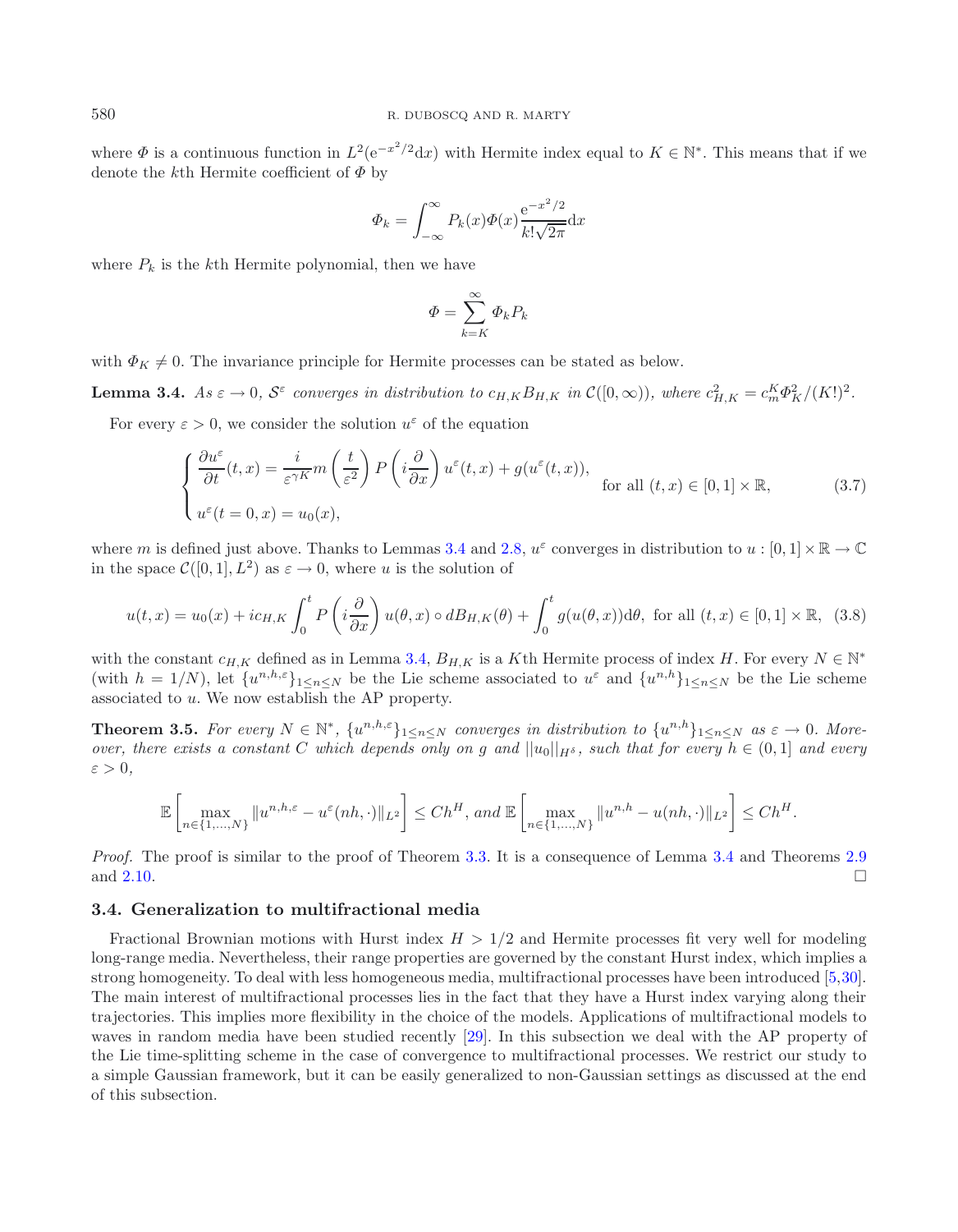where $\Phi$ is a continuous function in $L^2(\mathrm{e}^{-x^2/2}\mathrm{d}x)$ with Hermite index equal to $K \in \mathbb{N}^*$. This means that if we denote the $k$th Hermite coefficient of $\Phi$ by

$$\Phi_k = \int_{-\infty}^{\infty} P_k(x)\Phi(x)\frac{\mathrm{e}^{-x^2/2}}{k!\sqrt{2\pi}}\mathrm{d}x$$

where $P_k$ is the $k$th Hermite polynomial, then we have

$$\Phi = \sum_{k=K}^{\infty} \Phi_k P_k$$

with $\Phi_K \neq 0$. The invariance principle for Hermite processes can be stated as below.

**Lemma 3.4.** *As $\varepsilon \to 0$, $\mathcal{S}^\varepsilon$ converges in distribution to $c_{H,K}B_{H,K}$ in $\mathcal{C}([0,\infty))$, where $c_{H,K}^2 = c_m^K \Phi_K^2/(K!)^2$.*

For every $\varepsilon > 0$, we consider the solution $u^\varepsilon$ of the equation

$$\begin{cases} \dfrac{\partial u^\varepsilon}{\partial t}(t,x) = \dfrac{i}{\varepsilon^{\gamma K}} m\left(\dfrac{t}{\varepsilon^2}\right) P\left(i\dfrac{\partial}{\partial x}\right) u^\varepsilon(t,x) + g(u^\varepsilon(t,x)), & \text{for all } (t,x) \in [0,1]\times\mathbb{R}, \\ u^\varepsilon(t=0,x) = u_0(x), \end{cases} \tag{3.7}$$

where $m$ is defined just above. Thanks to Lemmas 3.4 and 2.8, $u^\varepsilon$ converges in distribution to $u : [0,1]\times\mathbb{R} \to \mathbb{C}$ in the space $\mathcal{C}([0,1],L^2)$ as $\varepsilon \to 0$, where $u$ is the solution of

$$u(t,x) = u_0(x) + ic_{H,K}\int_0^t P\left(i\frac{\partial}{\partial x}\right) u(\theta,x) \circ dB_{H,K}(\theta) + \int_0^t g(u(\theta,x))\mathrm{d}\theta, \text{ for all } (t,x)\in[0,1]\times\mathbb{R}, \tag{3.8}$$

with the constant $c_{H,K}$ defined as in Lemma 3.4, $B_{H,K}$ is a $K$th Hermite process of index $H$. For every $N \in \mathbb{N}^*$ (with $h = 1/N$), let $\{u^{n,h,\varepsilon}\}_{1\le n\le N}$ be the Lie scheme associated to $u^\varepsilon$ and $\{u^{n,h}\}_{1\le n\le N}$ be the Lie scheme associated to $u$. We now establish the AP property.

**Theorem 3.5.** *For every $N \in \mathbb{N}^*$, $\{u^{n,h,\varepsilon}\}_{1\le n\le N}$ converges in distribution to $\{u^{n,h}\}_{1\le n\le N}$ as $\varepsilon \to 0$. Moreover, there exists a constant $C$ which depends only on $g$ and $\|u_0\|_{H^\delta}$, such that for every $h \in (0,1]$ and every $\varepsilon > 0$,*

$$\mathbb{E}\left[\max_{n\in\{1,\ldots,N\}} \|u^{n,h,\varepsilon} - u^\varepsilon(nh,\cdot)\|_{L^2}\right] \le Ch^H, \text{ and } \mathbb{E}\left[\max_{n\in\{1,\ldots,N\}} \|u^{n,h} - u(nh,\cdot)\|_{L^2}\right] \le Ch^H.$$

*Proof.* The proof is similar to the proof of Theorem 3.3. It is a consequence of Lemma 3.4 and Theorems 2.9 and 2.10. □

### 3.4. Generalization to multifractional media

Fractional Brownian motions with Hurst index $H > 1/2$ and Hermite processes fit very well for modeling long-range media. Nevertheless, their range properties are governed by the constant Hurst index, which implies a strong homogeneity. To deal with less homogeneous media, multifractional processes have been introduced [5,30]. The main interest of multifractional processes lies in the fact that they have a Hurst index varying along their trajectories. This implies more flexibility in the choice of the models. Applications of multifractional models to waves in random media have been studied recently [29]. In this subsection we deal with the AP property of the Lie time-splitting scheme in the case of convergence to multifractional processes. We restrict our study to a simple Gaussian framework, but it can be easily generalized to non-Gaussian settings as discussed at the end of this subsection.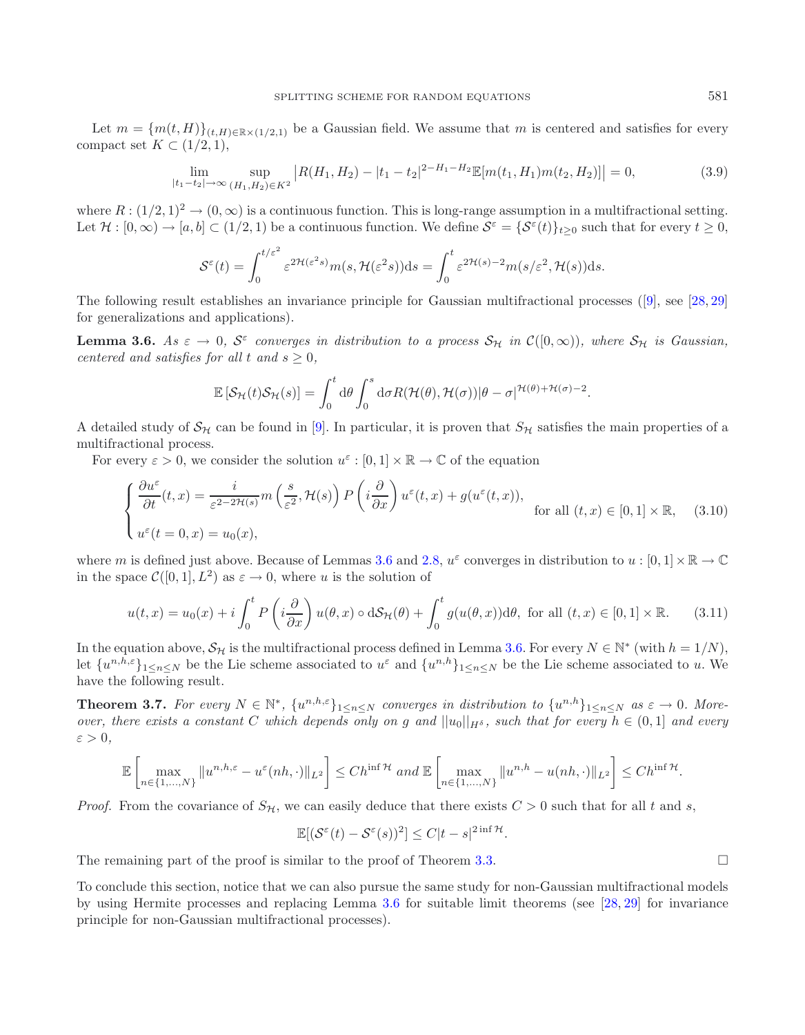Let $m = \{m(t,H)\}_{(t,H)\in\mathbb{R}\times(1/2,1)}$ be a Gaussian field. We assume that $m$ is centered and satisfies for every compact set $K \subset (1/2,1)$,

$$\lim_{|t_1-t_2|\to\infty} \sup_{(H_1,H_2)\in K^2} \left| R(H_1,H_2) - |t_1-t_2|^{2-H_1-H_2} \mathbb{E}[m(t_1,H_1)m(t_2,H_2)] \right| = 0, \tag{3.9}$$

where $R : (1/2,1)^2 \to (0,\infty)$ is a continuous function. This is long-range assumption in a multifractional setting. Let $\mathcal{H} : [0,\infty) \to [a,b] \subset (1/2,1)$ be a continuous function. We define $\mathcal{S}^\varepsilon = \{\mathcal{S}^\varepsilon(t)\}_{t\geq 0}$ such that for every $t \geq 0$,

$$\mathcal{S}^\varepsilon(t) = \int_0^{t/\varepsilon^2} \varepsilon^{2\mathcal{H}(\varepsilon^2 s)} m(s, \mathcal{H}(\varepsilon^2 s)) \mathrm{d}s = \int_0^t \varepsilon^{2\mathcal{H}(s)-2} m(s/\varepsilon^2, \mathcal{H}(s)) \mathrm{d}s.$$

The following result establishes an invariance principle for Gaussian multifractional processes ([9], see [28, 29] for generalizations and applications).

**Lemma 3.6.** *As $\varepsilon \to 0$, $\mathcal{S}^\varepsilon$ converges in distribution to a process $\mathcal{S}_\mathcal{H}$ in $\mathcal{C}([0,\infty))$, where $\mathcal{S}_\mathcal{H}$ is Gaussian, centered and satisfies for all $t$ and $s \geq 0$,*

$$\mathbb{E}\left[\mathcal{S}_\mathcal{H}(t)\mathcal{S}_\mathcal{H}(s)\right] = \int_0^t \mathrm{d}\theta \int_0^s \mathrm{d}\sigma R(\mathcal{H}(\theta), \mathcal{H}(\sigma)) |\theta - \sigma|^{\mathcal{H}(\theta)+\mathcal{H}(\sigma)-2}.$$

A detailed study of $\mathcal{S}_\mathcal{H}$ can be found in [9]. In particular, it is proven that $S_\mathcal{H}$ satisfies the main properties of a multifractional process.

For every $\varepsilon > 0$, we consider the solution $u^\varepsilon : [0,1] \times \mathbb{R} \to \mathbb{C}$ of the equation

$$\begin{cases} \dfrac{\partial u^\varepsilon}{\partial t}(t,x) = \dfrac{i}{\varepsilon^{2-2\mathcal{H}(s)}} m\left(\dfrac{s}{\varepsilon^2}, \mathcal{H}(s)\right) P\left(i\dfrac{\partial}{\partial x}\right) u^\varepsilon(t,x) + g(u^\varepsilon(t,x)), & \text{for all } (t,x) \in [0,1]\times\mathbb{R}, \\ u^\varepsilon(t=0,x) = u_0(x), & \end{cases} \tag{3.10}$$

where $m$ is defined just above. Because of Lemmas 3.6 and 2.8, $u^\varepsilon$ converges in distribution to $u : [0,1]\times\mathbb{R} \to \mathbb{C}$ in the space $\mathcal{C}([0,1], L^2)$ as $\varepsilon \to 0$, where $u$ is the solution of

$$u(t,x) = u_0(x) + i\int_0^t P\left(i\frac{\partial}{\partial x}\right) u(\theta,x) \circ \mathrm{d}\mathcal{S}_\mathcal{H}(\theta) + \int_0^t g(u(\theta,x))\mathrm{d}\theta, \text{ for all } (t,x) \in [0,1]\times\mathbb{R}. \tag{3.11}$$

In the equation above, $\mathcal{S}_\mathcal{H}$ is the multifractional process defined in Lemma 3.6. For every $N \in \mathbb{N}^*$ (with $h = 1/N$), let $\{u^{n,h,\varepsilon}\}_{1\leq n\leq N}$ be the Lie scheme associated to $u^\varepsilon$ and $\{u^{n,h}\}_{1\leq n\leq N}$ be the Lie scheme associated to $u$. We have the following result.

**Theorem 3.7.** *For every $N \in \mathbb{N}^*$, $\{u^{n,h,\varepsilon}\}_{1\leq n\leq N}$ converges in distribution to $\{u^{n,h}\}_{1\leq n\leq N}$ as $\varepsilon \to 0$. Moreover, there exists a constant $C$ which depends only on $g$ and $||u_0||_{H^\delta}$, such that for every $h \in (0,1]$ and every $\varepsilon > 0$,*

$$\mathbb{E}\left[\max_{n\in\{1,\ldots,N\}} \|u^{n,h,\varepsilon} - u^\varepsilon(nh,\cdot)\|_{L^2}\right] \leq Ch^{\inf\mathcal{H}} \text{ and } \mathbb{E}\left[\max_{n\in\{1,\ldots,N\}} \|u^{n,h} - u(nh,\cdot)\|_{L^2}\right] \leq Ch^{\inf\mathcal{H}}.$$

*Proof.* From the covariance of $S_\mathcal{H}$, we can easily deduce that there exists $C > 0$ such that for all $t$ and $s$,

$$\mathbb{E}[(\mathcal{S}^\varepsilon(t) - \mathcal{S}^\varepsilon(s))^2] \leq C|t-s|^{2\inf\mathcal{H}}.$$

The remaining part of the proof is similar to the proof of Theorem 3.3. □

To conclude this section, notice that we can also pursue the same study for non-Gaussian multifractional models by using Hermite processes and replacing Lemma 3.6 for suitable limit theorems (see [28, 29] for invariance principle for non-Gaussian multifractional processes).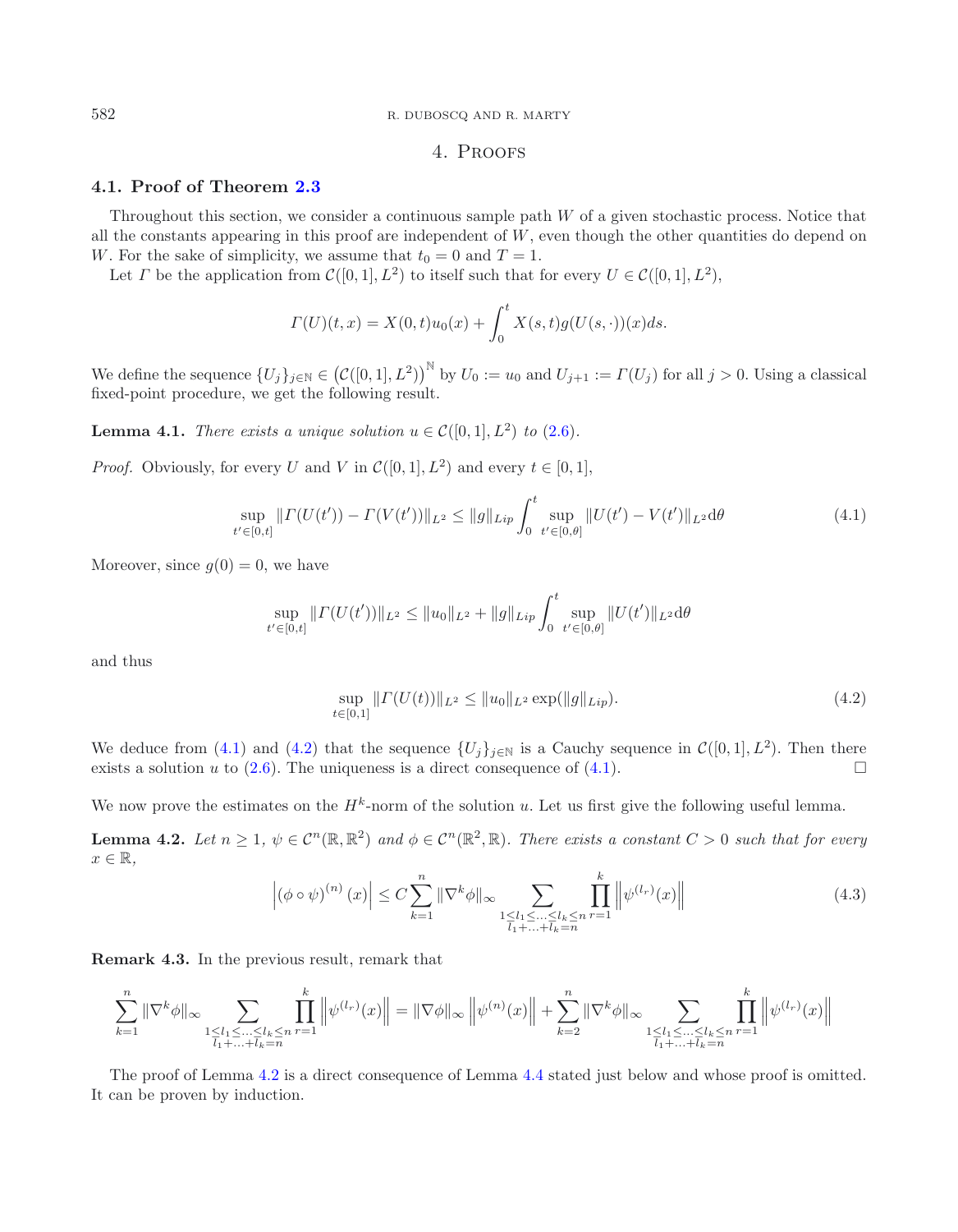## 4. Proofs

### 4.1. Proof of Theorem 2.3

Throughout this section, we consider a continuous sample path $W$ of a given stochastic process. Notice that all the constants appearing in this proof are independent of $W$, even though the other quantities do depend on $W$. For the sake of simplicity, we assume that $t_0 = 0$ and $T = 1$.

Let $\Gamma$ be the application from $\mathcal{C}([0,1], L^2)$ to itself such that for every $U \in \mathcal{C}([0,1], L^2)$,

$$\Gamma(U)(t,x) = X(0,t)u_0(x) + \int_0^t X(s,t)g(U(s,\cdot))(x)ds.$$

We define the sequence $\{U_j\}_{j\in\mathbb{N}} \in \left(\mathcal{C}([0,1], L^2)\right)^{\mathbb{N}}$ by $U_0 := u_0$ and $U_{j+1} := \Gamma(U_j)$ for all $j > 0$. Using a classical fixed-point procedure, we get the following result.

**Lemma 4.1.** *There exists a unique solution $u \in \mathcal{C}([0,1], L^2)$ to (2.6).*

*Proof.* Obviously, for every $U$ and $V$ in $\mathcal{C}([0,1], L^2)$ and every $t \in [0,1]$,

$$\sup_{t'\in[0,t]} \|\Gamma(U(t')) - \Gamma(V(t'))\|_{L^2} \leq \|g\|_{Lip} \int_0^t \sup_{t'\in[0,\theta]} \|U(t') - V(t')\|_{L^2} \mathrm{d}\theta \tag{4.1}$$

Moreover, since $g(0) = 0$, we have

$$\sup_{t'\in[0,t]} \|\Gamma(U(t'))\|_{L^2} \leq \|u_0\|_{L^2} + \|g\|_{Lip} \int_0^t \sup_{t'\in[0,\theta]} \|U(t')\|_{L^2} \mathrm{d}\theta$$

and thus

$$\sup_{t\in[0,1]} \|\Gamma(U(t))\|_{L^2} \leq \|u_0\|_{L^2} \exp(\|g\|_{Lip}). \tag{4.2}$$

We deduce from (4.1) and (4.2) that the sequence $\{U_j\}_{j\in\mathbb{N}}$ is a Cauchy sequence in $\mathcal{C}([0,1], L^2)$. Then there exists a solution $u$ to (2.6). The uniqueness is a direct consequence of (4.1). $\square$

We now prove the estimates on the $H^k$-norm of the solution $u$. Let us first give the following useful lemma.

**Lemma 4.2.** *Let $n \geq 1$, $\psi \in \mathcal{C}^n(\mathbb{R}, \mathbb{R}^2)$ and $\phi \in \mathcal{C}^n(\mathbb{R}^2, \mathbb{R})$. There exists a constant $C > 0$ such that for every $x \in \mathbb{R}$,*

$$\left|(\phi \circ \psi)^{(n)}(x)\right| \leq C \sum_{k=1}^n \|\nabla^k \phi\|_\infty \sum_{\substack{1\leq l_1\leq\ldots\leq l_k\leq n \\ l_1+\ldots+l_k=n}} \prod_{r=1}^k \left\|\psi^{(l_r)}(x)\right\| \tag{4.3}$$

**Remark 4.3.** In the previous result, remark that

$$\sum_{k=1}^n \|\nabla^k \phi\|_\infty \sum_{\substack{1\leq l_1\leq\ldots\leq l_k\leq n \\ l_1+\ldots+l_k=n}} \prod_{r=1}^k \left\|\psi^{(l_r)}(x)\right\| = \|\nabla \phi\|_\infty \left\|\psi^{(n)}(x)\right\| + \sum_{k=2}^n \|\nabla^k \phi\|_\infty \sum_{\substack{1\leq l_1\leq\ldots\leq l_k\leq n \\ l_1+\ldots+l_k=n}} \prod_{r=1}^k \left\|\psi^{(l_r)}(x)\right\|$$

The proof of Lemma 4.2 is a direct consequence of Lemma 4.4 stated just below and whose proof is omitted. It can be proven by induction.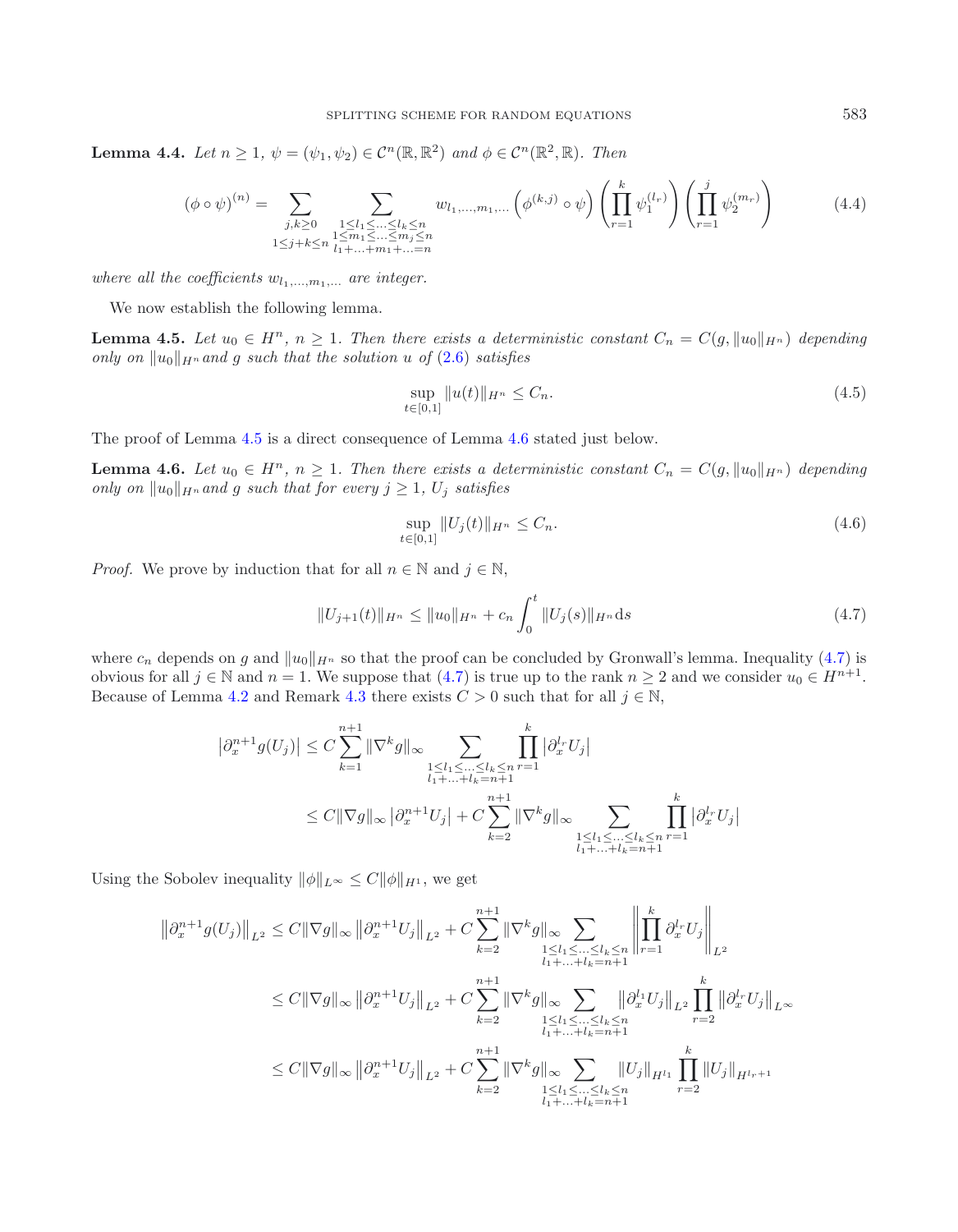**Lemma 4.4.** *Let $n \geq 1$, $\psi = (\psi_1, \psi_2) \in \mathcal{C}^n(\mathbb{R}, \mathbb{R}^2)$ and $\phi \in \mathcal{C}^n(\mathbb{R}^2, \mathbb{R})$. Then*

$$
(\phi \circ \psi)^{(n)} = \sum_{\substack{j,k \geq 0 \\ 1 \leq j+k \leq n}} \sum_{\substack{1 \leq l_1 \leq \ldots \leq l_k \leq n \\ 1 \leq m_1 \leq \ldots \leq m_j \leq n \\ l_1 + \ldots + m_1 + \ldots = n}} w_{l_1,\ldots,m_1,\ldots} \left(\phi^{(k,j)} \circ \psi\right) \left(\prod_{r=1}^{k} \psi_1^{(l_r)}\right) \left(\prod_{r=1}^{j} \psi_2^{(m_r)}\right) \tag{4.4}
$$

*where all the coefficients $w_{l_1,\ldots,m_1,\ldots}$ are integer.*

We now establish the following lemma.

**Lemma 4.5.** *Let $u_0 \in H^n$, $n \geq 1$. Then there exists a deterministic constant $C_n = C(g, \|u_0\|_{H^n})$ depending only on $\|u_0\|_{H^n}$ and $g$ such that the solution $u$ of (2.6) satisfies*

$$
\sup_{t \in [0,1]} \|u(t)\|_{H^n} \leq C_n. \tag{4.5}
$$

The proof of Lemma 4.5 is a direct consequence of Lemma 4.6 stated just below.

**Lemma 4.6.** *Let $u_0 \in H^n$, $n \geq 1$. Then there exists a deterministic constant $C_n = C(g, \|u_0\|_{H^n})$ depending only on $\|u_0\|_{H^n}$ and $g$ such that for every $j \geq 1$, $U_j$ satisfies*

$$
\sup_{t \in [0,1]} \|U_j(t)\|_{H^n} \leq C_n. \tag{4.6}
$$

*Proof.* We prove by induction that for all $n \in \mathbb{N}$ and $j \in \mathbb{N}$,

$$
\|U_{j+1}(t)\|_{H^n} \leq \|u_0\|_{H^n} + c_n \int_0^t \|U_j(s)\|_{H^n} \mathrm{d}s \tag{4.7}
$$

where $c_n$ depends on $g$ and $\|u_0\|_{H^n}$ so that the proof can be concluded by Gronwall's lemma. Inequality (4.7) is obvious for all $j \in \mathbb{N}$ and $n = 1$. We suppose that (4.7) is true up to the rank $n \geq 2$ and we consider $u_0 \in H^{n+1}$. Because of Lemma 4.2 and Remark 4.3 there exists $C > 0$ such that for all $j \in \mathbb{N}$,

$$
\begin{aligned}
\left|\partial_x^{n+1} g(U_j)\right| &\leq C \sum_{k=1}^{n+1} \|\nabla^k g\|_\infty \sum_{\substack{1 \leq l_1 \leq \ldots \leq l_k \leq n \\ l_1 + \ldots + l_k = n+1}} \prod_{r=1}^{k} \left|\partial_x^{l_r} U_j\right| \\
&\leq C \|\nabla g\|_\infty \left|\partial_x^{n+1} U_j\right| + C \sum_{k=2}^{n+1} \|\nabla^k g\|_\infty \sum_{\substack{1 \leq l_1 \leq \ldots \leq l_k \leq n \\ l_1 + \ldots + l_k = n+1}} \prod_{r=1}^{k} \left|\partial_x^{l_r} U_j\right|
\end{aligned}
$$

Using the Sobolev inequality $\|\phi\|_{L^\infty} \leq C \|\phi\|_{H^1}$, we get

$$
\begin{aligned}
\left\|\partial_x^{n+1} g(U_j)\right\|_{L^2} &\leq C \|\nabla g\|_\infty \left\|\partial_x^{n+1} U_j\right\|_{L^2} + C \sum_{k=2}^{n+1} \|\nabla^k g\|_\infty \sum_{\substack{1 \leq l_1 \leq \ldots \leq l_k \leq n \\ l_1 + \ldots + l_k = n+1}} \left\|\prod_{r=1}^{k} \partial_x^{l_r} U_j\right\|_{L^2} \\
&\leq C \|\nabla g\|_\infty \left\|\partial_x^{n+1} U_j\right\|_{L^2} + C \sum_{k=2}^{n+1} \|\nabla^k g\|_\infty \sum_{\substack{1 \leq l_1 \leq \ldots \leq l_k \leq n \\ l_1 + \ldots + l_k = n+1}} \left\|\partial_x^{l_1} U_j\right\|_{L^2} \prod_{r=2}^{k} \left\|\partial_x^{l_r} U_j\right\|_{L^\infty} \\
&\leq C \|\nabla g\|_\infty \left\|\partial_x^{n+1} U_j\right\|_{L^2} + C \sum_{k=2}^{n+1} \|\nabla^k g\|_\infty \sum_{\substack{1 \leq l_1 \leq \ldots \leq l_k \leq n \\ l_1 + \ldots + l_k = n+1}} \|U_j\|_{H^{l_1}} \prod_{r=2}^{k} \|U_j\|_{H^{l_r+1}}
\end{aligned}
$$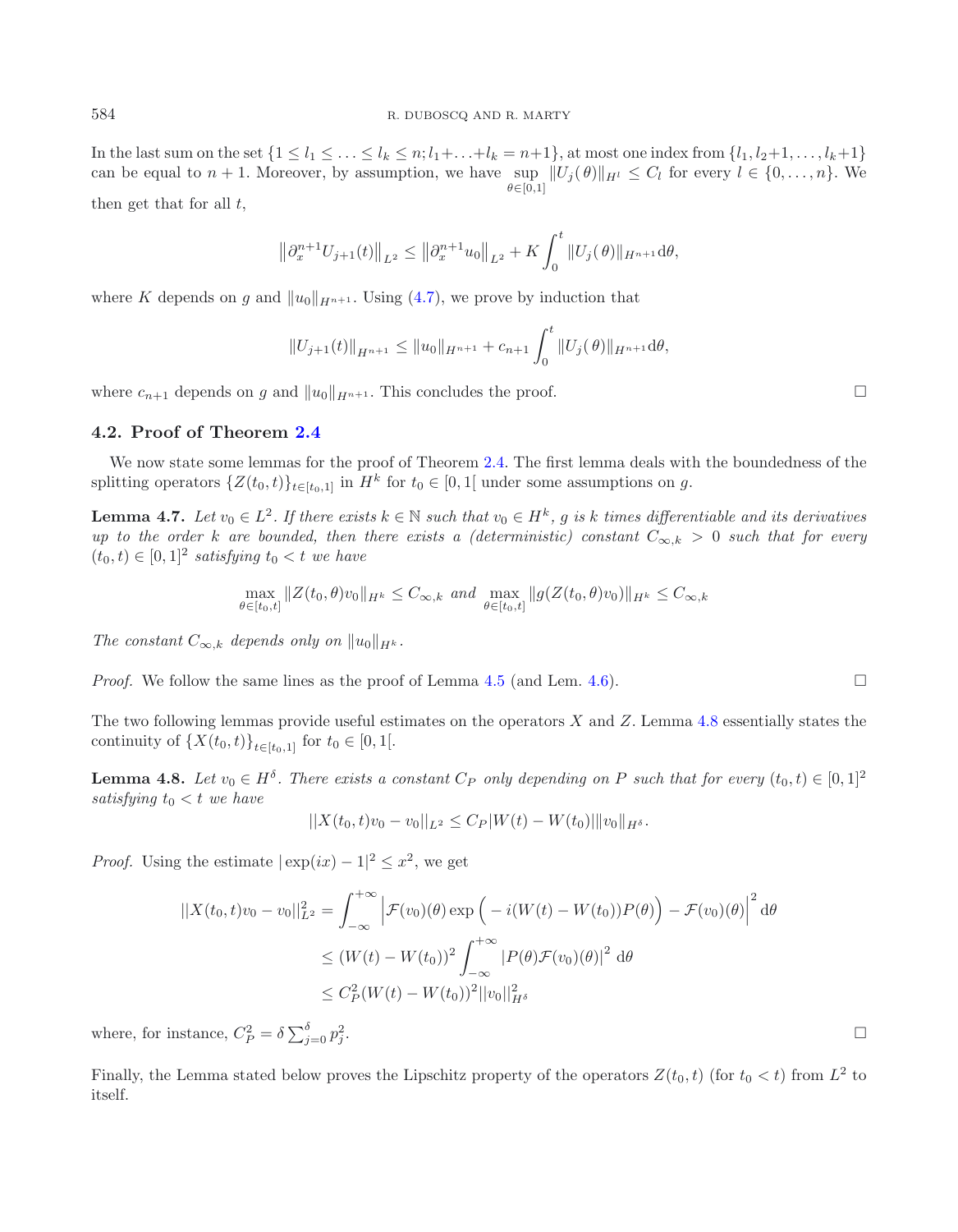In the last sum on the set $\{1 \le l_1 \le \ldots \le l_k \le n; l_1+\ldots+l_k = n+1\}$, at most one index from $\{l_1, l_2+1, \ldots, l_k+1\}$ can be equal to $n+1$. Moreover, by assumption, we have $\sup_{\theta\in[0,1]} \|U_j(\theta)\|_{H^l} \le C_l$ for every $l \in \{0,\ldots,n\}$. We then get that for all $t$,

$$\left\|\partial_x^{n+1} U_{j+1}(t)\right\|_{L^2} \le \left\|\partial_x^{n+1} u_0\right\|_{L^2} + K \int_0^t \|U_j(\theta)\|_{H^{n+1}} \mathrm{d}\theta,$$

where $K$ depends on $g$ and $\|u_0\|_{H^{n+1}}$. Using (4.7), we prove by induction that

$$\|U_{j+1}(t)\|_{H^{n+1}} \le \|u_0\|_{H^{n+1}} + c_{n+1} \int_0^t \|U_j(\theta)\|_{H^{n+1}} \mathrm{d}\theta,$$

where $c_{n+1}$ depends on $g$ and $\|u_0\|_{H^{n+1}}$. This concludes the proof. □

### 4.2. Proof of Theorem 2.4

We now state some lemmas for the proof of Theorem 2.4. The first lemma deals with the boundedness of the splitting operators $\{Z(t_0,t)\}_{t\in[t_0,1]}$ in $H^k$ for $t_0 \in [0,1[$ under some assumptions on $g$.

**Lemma 4.7.** *Let $v_0 \in L^2$. If there exists $k \in \mathbb{N}$ such that $v_0 \in H^k$, $g$ is $k$ times differentiable and its derivatives up to the order $k$ are bounded, then there exists a (deterministic) constant $C_{\infty,k} > 0$ such that for every $(t_0,t) \in [0,1]^2$ satisfying $t_0 < t$ we have*

$$\max_{\theta\in[t_0,t]} \|Z(t_0,\theta)v_0\|_{H^k} \le C_{\infty,k} \text{ and } \max_{\theta\in[t_0,t]} \|g(Z(t_0,\theta)v_0)\|_{H^k} \le C_{\infty,k}$$

*The constant $C_{\infty,k}$ depends only on $\|u_0\|_{H^k}$.*

*Proof.* We follow the same lines as the proof of Lemma 4.5 (and Lem. 4.6). □

The two following lemmas provide useful estimates on the operators $X$ and $Z$. Lemma 4.8 essentially states the continuity of $\{X(t_0,t)\}_{t\in[t_0,1]}$ for $t_0 \in [0,1[$.

**Lemma 4.8.** *Let $v_0 \in H^\delta$. There exists a constant $C_P$ only depending on $P$ such that for every $(t_0,t) \in [0,1]^2$ satisfying $t_0 < t$ we have*

$$||X(t_0,t)v_0 - v_0||_{L^2} \le C_P |W(t) - W(t_0)| \|v_0\|_{H^\delta}.$$

*Proof.* Using the estimate $|\exp(ix) - 1|^2 \le x^2$, we get

$$\begin{aligned}
||X(t_0,t)v_0 - v_0||_{L^2}^2 &= \int_{-\infty}^{+\infty} \left|\mathcal{F}(v_0)(\theta)\exp\Big(-i(W(t)-W(t_0))P(\theta)\Big) - \mathcal{F}(v_0)(\theta)\right|^2 \mathrm{d}\theta \\
&\le (W(t)-W(t_0))^2 \int_{-\infty}^{+\infty} |P(\theta)\mathcal{F}(v_0)(\theta)|^2 \,\mathrm{d}\theta \\
&\le C_P^2 (W(t)-W(t_0))^2 ||v_0||_{H^\delta}^2
\end{aligned}$$

where, for instance, $C_P^2 = \delta \sum_{j=0}^{\delta} p_j^2$. □

Finally, the Lemma stated below proves the Lipschitz property of the operators $Z(t_0,t)$ (for $t_0 < t$) from $L^2$ to itself.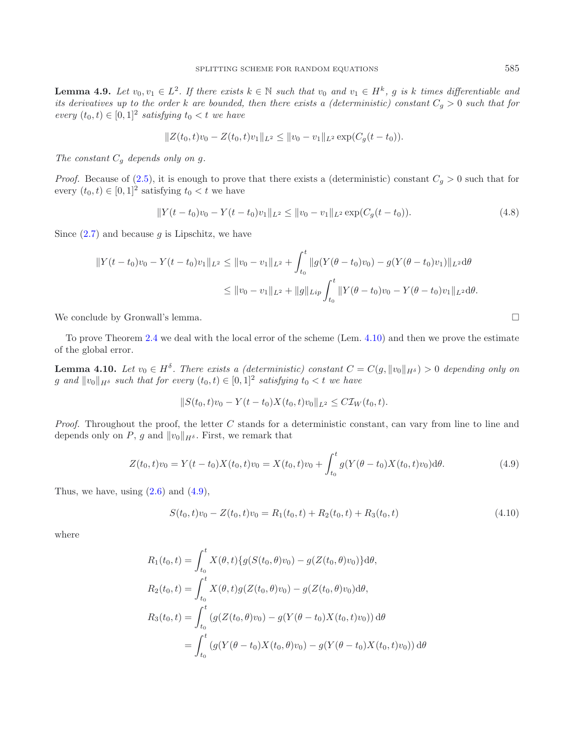**Lemma 4.9.** *Let $v_0, v_1 \in L^2$. If there exists $k \in \mathbb{N}$ such that $v_0$ and $v_1 \in H^k$, $g$ is $k$ times differentiable and its derivatives up to the order $k$ are bounded, then there exists a (deterministic) constant $C_g > 0$ such that for every $(t_0, t) \in [0,1]^2$ satisfying $t_0 < t$ we have*

$$\|Z(t_0,t)v_0 - Z(t_0,t)v_1\|_{L^2} \leq \|v_0 - v_1\|_{L^2} \exp(C_g(t-t_0)).$$

*The constant $C_g$ depends only on $g$.*

*Proof.* Because of (2.5), it is enough to prove that there exists a (deterministic) constant $C_g > 0$ such that for every $(t_0, t) \in [0,1]^2$ satisfying $t_0 < t$ we have

$$\|Y(t-t_0)v_0 - Y(t-t_0)v_1\|_{L^2} \leq \|v_0 - v_1\|_{L^2} \exp(C_g(t-t_0)). \tag{4.8}$$

Since (2.7) and because $g$ is Lipschitz, we have

$$\begin{aligned}
\|Y(t-t_0)v_0 - Y(t-t_0)v_1\|_{L^2} &\leq \|v_0 - v_1\|_{L^2} + \int_{t_0}^{t} \|g(Y(\theta - t_0)v_0) - g(Y(\theta-t_0)v_1)\|_{L^2}\mathrm{d}\theta \\
&\leq \|v_0 - v_1\|_{L^2} + \|g\|_{Lip} \int_{t_0}^{t} \|Y(\theta-t_0)v_0 - Y(\theta - t_0)v_1\|_{L^2}\mathrm{d}\theta.
\end{aligned}$$

We conclude by Gronwall's lemma. $\square$

To prove Theorem 2.4 we deal with the local error of the scheme (Lem. 4.10) and then we prove the estimate of the global error.

**Lemma 4.10.** *Let $v_0 \in H^\delta$. There exists a (deterministic) constant $C = C(g, \|v_0\|_{H^\delta}) > 0$ depending only on $g$ and $\|v_0\|_{H^\delta}$ such that for every $(t_0, t) \in [0,1]^2$ satisfying $t_0 < t$ we have*

$$\|S(t_0,t)v_0 - Y(t-t_0)X(t_0,t)v_0\|_{L^2} \leq C\mathcal{I}_W(t_0,t).$$

*Proof.* Throughout the proof, the letter $C$ stands for a deterministic constant, can vary from line to line and depends only on $P$, $g$ and $\|v_0\|_{H^\delta}$. First, we remark that

$$Z(t_0,t)v_0 = Y(t-t_0)X(t_0,t)v_0 = X(t_0,t)v_0 + \int_{t_0}^{t} g(Y(\theta - t_0)X(t_0,t)v_0)\mathrm{d}\theta. \tag{4.9}$$

Thus, we have, using (2.6) and (4.9),

$$S(t_0,t)v_0 - Z(t_0,t)v_0 = R_1(t_0,t) + R_2(t_0,t) + R_3(t_0,t) \tag{4.10}$$

where

$$\begin{aligned}
R_1(t_0,t) &= \int_{t_0}^{t} X(\theta,t)\{g(S(t_0,\theta)v_0) - g(Z(t_0,\theta)v_0)\}\mathrm{d}\theta, \\
R_2(t_0,t) &= \int_{t_0}^{t} X(\theta,t)g(Z(t_0,\theta)v_0) - g(Z(t_0,\theta)v_0)\mathrm{d}\theta, \\
R_3(t_0,t) &= \int_{t_0}^{t} \left(g(Z(t_0,\theta)v_0) - g(Y(\theta-t_0)X(t_0,t)v_0)\right)\mathrm{d}\theta \\
&= \int_{t_0}^{t} \left(g(Y(\theta-t_0)X(t_0,\theta)v_0) - g(Y(\theta-t_0)X(t_0,t)v_0)\right)\mathrm{d}\theta
\end{aligned}$$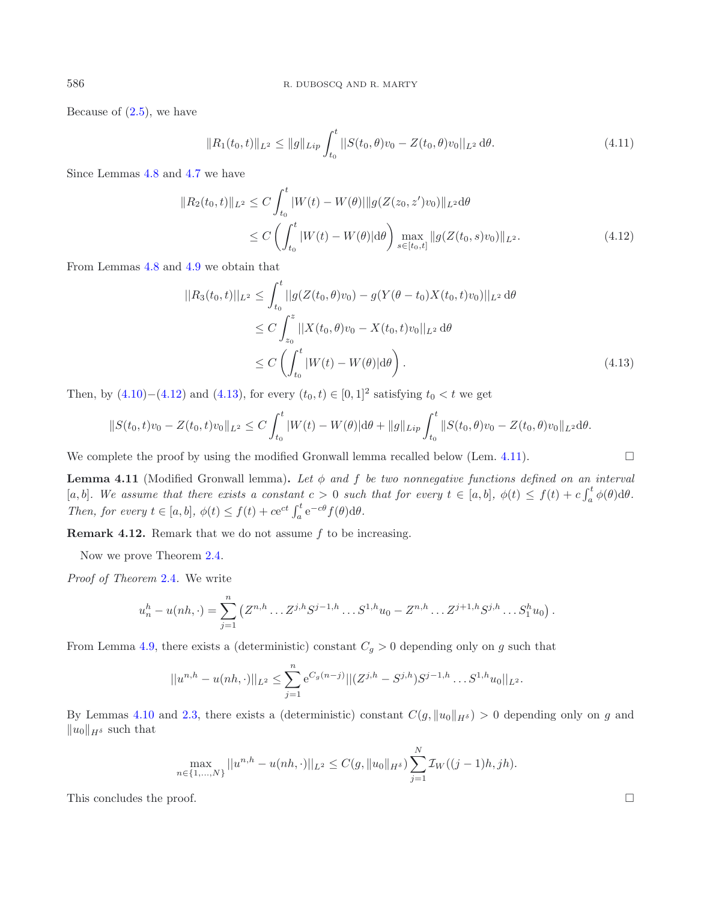Because of (2.5), we have

$$\|R_1(t_0,t)\|_{L^2} \le \|g\|_{Lip} \int_{t_0}^{t} ||S(t_0,\theta)v_0 - Z(t_0,\theta)v_0||_{L^2}\,\mathrm{d}\theta. \tag{4.11}$$

Since Lemmas 4.8 and 4.7 we have

$$\begin{aligned}
\|R_2(t_0,t)\|_{L^2} &\le C\int_{t_0}^{t} |W(t)-W(\theta)| \|g(Z(z_0,z')v_0)\|_{L^2}\mathrm{d}\theta \\
&\le C\left(\int_{t_0}^{t} |W(t)-W(\theta)|\mathrm{d}\theta\right) \max_{s\in[t_0,t]} \|g(Z(t_0,s)v_0)\|_{L^2}.
\end{aligned} \tag{4.12}$$

From Lemmas 4.8 and 4.9 we obtain that

$$\begin{aligned}
||R_3(t_0,t)||_{L^2} &\le \int_{t_0}^{t} ||g(Z(t_0,\theta)v_0) - g(Y(\theta-t_0)X(t_0,t)v_0)||_{L^2}\,\mathrm{d}\theta \\
&\le C\int_{z_0}^{z} ||X(t_0,\theta)v_0 - X(t_0,t)v_0||_{L^2}\,\mathrm{d}\theta \\
&\le C\left(\int_{t_0}^{t} |W(t)-W(\theta)|\mathrm{d}\theta\right).
\end{aligned} \tag{4.13}$$

Then, by (4.10)−(4.12) and (4.13), for every $(t_0,t)\in[0,1]^2$ satisfying $t_0<t$ we get

$$\|S(t_0,t)v_0 - Z(t_0,t)v_0\|_{L^2} \le C\int_{t_0}^{t} |W(t)-W(\theta)|\mathrm{d}\theta + \|g\|_{Lip}\int_{t_0}^{t} \|S(t_0,\theta)v_0 - Z(t_0,\theta)v_0\|_{L^2}\mathrm{d}\theta.$$

We complete the proof by using the modified Gronwall lemma recalled below (Lem. 4.11). □

**Lemma 4.11** (Modified Gronwall lemma)**.** *Let $\phi$ and $f$ be two nonnegative functions defined on an interval $[a,b]$. We assume that there exists a constant $c>0$ such that for every $t\in[a,b]$, $\phi(t)\le f(t)+c\int_a^t \phi(\theta)\mathrm{d}\theta$. Then, for every $t\in[a,b]$, $\phi(t)\le f(t)+c\mathrm{e}^{ct}\int_a^t \mathrm{e}^{-c\theta}f(\theta)\mathrm{d}\theta$.*

**Remark 4.12.** Remark that we do not assume $f$ to be increasing.

Now we prove Theorem 2.4.

*Proof of Theorem* 2.4. We write

$$u_n^h - u(nh,\cdot) = \sum_{j=1}^{n}\left(Z^{n,h}\dots Z^{j,h}S^{j-1,h}\dots S^{1,h}u_0 - Z^{n,h}\dots Z^{j+1,h}S^{j,h}\dots S_1^h u_0\right).$$

From Lemma 4.9, there exists a (deterministic) constant $C_g>0$ depending only on $g$ such that

$$||u^{n,h} - u(nh,\cdot)||_{L^2} \le \sum_{j=1}^{n} \mathrm{e}^{C_g(n-j)}||(Z^{j,h}-S^{j,h})S^{j-1,h}\dots S^{1,h}u_0||_{L^2}.$$

By Lemmas 4.10 and 2.3, there exists a (deterministic) constant $C(g,\|u_0\|_{H^\delta})>0$ depending only on $g$ and $\|u_0\|_{H^\delta}$ such that

$$\max_{n\in\{1,\dots,N\}} ||u^{n,h} - u(nh,\cdot)||_{L^2} \le C(g,\|u_0\|_{H^\delta})\sum_{j=1}^{N} \mathcal{I}_W((j-1)h, jh).$$

This concludes the proof. □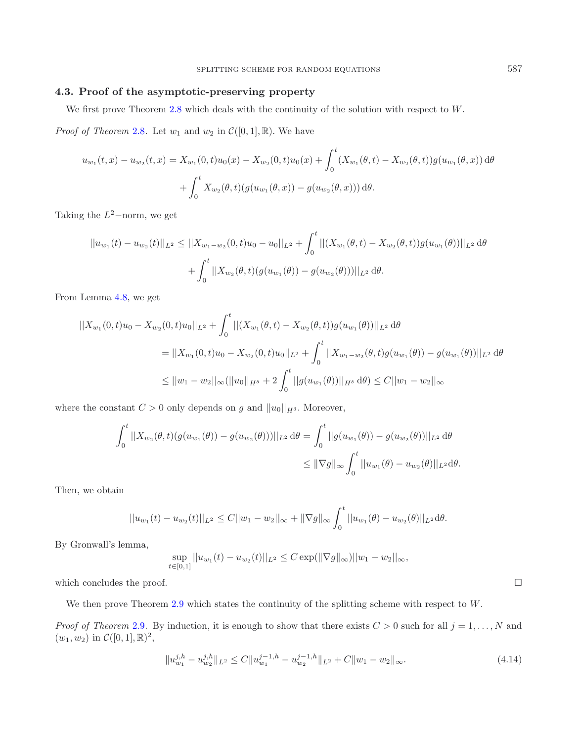### 4.3. Proof of the asymptotic-preserving property

We first prove Theorem 2.8 which deals with the continuity of the solution with respect to $W$.

*Proof of Theorem* 2.8. Let $w_1$ and $w_2$ in $\mathcal{C}([0,1],\mathbb{R})$. We have

$$
\begin{aligned}
u_{w_1}(t,x) - u_{w_2}(t,x) = X_{w_1}(0,t)u_0(x) - X_{w_2}(0,t)u_0(x) + \int_0^t (X_{w_1}(\theta,t) - X_{w_2}(\theta,t))g(u_{w_1}(\theta,x))\,\mathrm{d}\theta \\
+ \int_0^t X_{w_2}(\theta,t)(g(u_{w_1}(\theta,x)) - g(u_{w_2}(\theta,x)))\,\mathrm{d}\theta.
\end{aligned}
$$

Taking the $L^2-$norm, we get

$$
\begin{aligned}
||u_{w_1}(t) - u_{w_2}(t)||_{L^2} \leq ||X_{w_1-w_2}(0,t)u_0 - u_0||_{L^2} + \int_0^t ||(X_{w_1}(\theta,t) - X_{w_2}(\theta,t))g(u_{w_1}(\theta))||_{L^2}\,\mathrm{d}\theta \\
+ \int_0^t ||X_{w_2}(\theta,t)(g(u_{w_1}(\theta)) - g(u_{w_2}(\theta)))||_{L^2}\,\mathrm{d}\theta.
\end{aligned}
$$

From Lemma 4.8, we get

$$
\begin{aligned}
||X_{w_1}(0,t)u_0 - X_{w_2}(0,t)u_0||_{L^2} &+ \int_0^t ||(X_{w_1}(\theta,t) - X_{w_2}(\theta,t))g(u_{w_1}(\theta))||_{L^2}\,\mathrm{d}\theta \\
&= ||X_{w_1}(0,t)u_0 - X_{w_2}(0,t)u_0||_{L^2} + \int_0^t ||X_{w_1-w_2}(\theta,t)g(u_{w_1}(\theta)) - g(u_{w_1}(\theta))||_{L^2}\,\mathrm{d}\theta \\
&\leq ||w_1 - w_2||_\infty(||u_0||_{H^\delta} + 2\int_0^t ||g(u_{w_1}(\theta))||_{H^\delta}\,\mathrm{d}\theta) \leq C||w_1 - w_2||_\infty
\end{aligned}
$$

where the constant $C > 0$ only depends on $g$ and $||u_0||_{H^\delta}$. Moreover,

$$
\begin{aligned}
\int_0^t ||X_{w_2}(\theta,t)(g(u_{w_1}(\theta)) - g(u_{w_2}(\theta)))||_{L^2}\,\mathrm{d}\theta &= \int_0^t ||g(u_{w_1}(\theta)) - g(u_{w_2}(\theta))||_{L^2}\,\mathrm{d}\theta \\
&\leq \|\nabla g\|_\infty \int_0^t ||u_{w_1}(\theta) - u_{w_2}(\theta)||_{L^2}\mathrm{d}\theta.
\end{aligned}
$$

Then, we obtain

$$
||u_{w_1}(t) - u_{w_2}(t)||_{L^2} \leq C||w_1 - w_2||_\infty + \|\nabla g\|_\infty \int_0^t ||u_{w_1}(\theta) - u_{w_2}(\theta)||_{L^2}\mathrm{d}\theta.
$$

By Gronwall's lemma,

$$
\sup_{t\in[0,1]} ||u_{w_1}(t) - u_{w_2}(t)||_{L^2} \leq C\exp(\|\nabla g\|_\infty)||w_1 - w_2||_\infty,
$$

which concludes the proof. □

We then prove Theorem 2.9 which states the continuity of the splitting scheme with respect to $W$.

*Proof of Theorem* 2.9. By induction, it is enough to show that there exists $C > 0$ such for all $j = 1,\ldots,N$ and $(w_1,w_2)$ in $\mathcal{C}([0,1],\mathbb{R})^2$,

$$
\|u_{w_1}^{j,h} - u_{w_2}^{j,h}\|_{L^2} \leq C\|u_{w_1}^{j-1,h} - u_{w_2}^{j-1,h}\|_{L^2} + C\|w_1 - w_2\|_\infty. \tag{4.14}
$$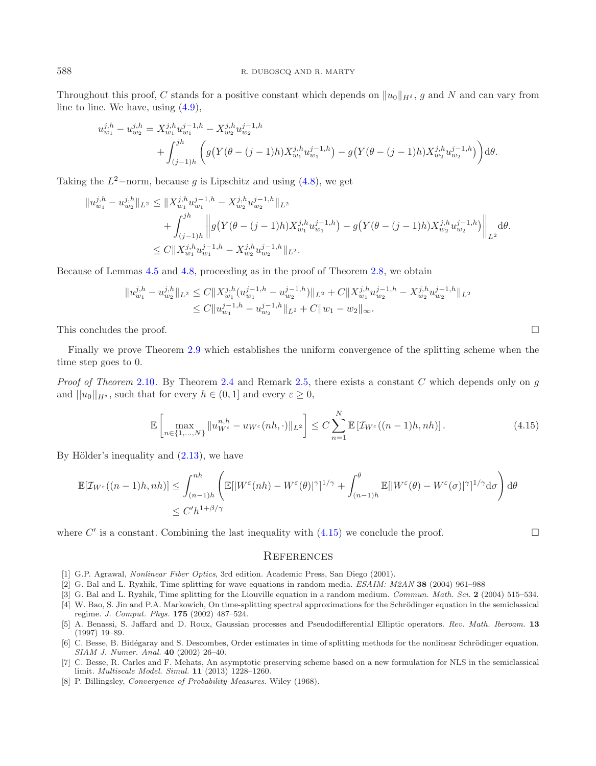Throughout this proof, $C$ stands for a positive constant which depends on $\|u_0\|_{H^\delta}$, $g$ and $N$ and can vary from line to line. We have, using (4.9),

$$
\begin{aligned}
u_{w_1}^{j,h} - u_{w_2}^{j,h} = & X_{w_1}^{j,h} u_{w_1}^{j-1,h} - X_{w_2}^{j,h} u_{w_2}^{j-1,h} \\
& + \int_{(j-1)h}^{jh} \Big( g\big(Y(\theta - (j-1)h) X_{w_1}^{j,h} u_{w_1}^{j-1,h}\big) - g\big(Y(\theta-(j-1)h) X_{w_2}^{j,h} u_{w_2}^{j-1,h}\big) \Big) \mathrm{d}\theta.
\end{aligned}
$$

Taking the $L^2-$norm, because $g$ is Lipschitz and using (4.8), we get

$$
\begin{aligned}
\|u_{w_1}^{j,h} - u_{w_2}^{j,h}\|_{L^2} \leq & \|X_{w_1}^{j,h} u_{w_1}^{j-1,h} - X_{w_2}^{j,h} u_{w_2}^{j-1,h}\|_{L^2} \\
& + \int_{(j-1)h}^{jh} \Big\| g\big(Y(\theta - (j-1)h) X_{w_1}^{j,h} u_{w_1}^{j-1,h}\big) - g\big(Y(\theta-(j-1)h) X_{w_2}^{j,h} u_{w_2}^{j-1,h}\big) \Big\|_{L^2} \mathrm{d}\theta. \\
\leq & C \|X_{w_1}^{j,h} u_{w_1}^{j-1,h} - X_{w_2}^{j,h} u_{w_2}^{j-1,h}\|_{L^2}.
\end{aligned}
$$

Because of Lemmas 4.5 and 4.8, proceeding as in the proof of Theorem 2.8, we obtain

$$
\begin{aligned}
\|u_{w_1}^{j,h} - u_{w_2}^{j,h}\|_{L^2} & \leq C\|X_{w_1}^{j,h}(u_{w_1}^{j-1,h} - u_{w_2}^{j-1,h})\|_{L^2} + C\|X_{w_1}^{j,h} u_{w_2}^{j-1,h} - X_{w_2}^{j,h} u_{w_2}^{j-1,h}\|_{L^2} \\
& \leq C\|u_{w_1}^{j-1,h} - u_{w_2}^{j-1,h}\|_{L^2} + C\|w_1 - w_2\|_\infty.
\end{aligned}
$$

This concludes the proof. □

Finally we prove Theorem 2.9 which establishes the uniform convergence of the splitting scheme when the time step goes to 0.

*Proof of Theorem* 2.10. By Theorem 2.4 and Remark 2.5, there exists a constant $C$ which depends only on $g$ and $||u_0||_{H^\delta}$, such that for every $h \in (0,1]$ and every $\varepsilon \geq 0$,

$$
\mathbb{E}\left[\max_{n\in\{1,\dots,N\}} \|u_{W^\varepsilon}^{n,h} - u_{W^\varepsilon}(nh,\cdot)\|_{L^2}\right] \leq C \sum_{n=1}^{N} \mathbb{E}\left[\mathcal{I}_{W^\varepsilon}((n-1)h, nh)\right]. \tag{4.15}
$$

By Hölder's inequality and (2.13), we have

$$
\begin{aligned}
\mathbb{E}[\mathcal{I}_{W^\varepsilon}((n-1)h, nh)] & \leq \int_{(n-1)h}^{nh} \left( \mathbb{E}[|W^\varepsilon(nh) - W^\varepsilon(\theta)|^\gamma]^{1/\gamma} + \int_{(n-1)h}^{\theta} \mathbb{E}[|W^\varepsilon(\theta) - W^\varepsilon(\sigma)|^\gamma]^{1/\gamma} \mathrm{d}\sigma \right) \mathrm{d}\theta \\
& \leq C' h^{1+\beta/\gamma}
\end{aligned}
$$

where $C'$ is a constant. Combining the last inequality with (4.15) we conclude the proof. □

## References

[1] G.P. Agrawal, *Nonlinear Fiber Optics*, 3rd edition. Academic Press, San Diego (2001).

[2] G. Bal and L. Ryzhik, Time splitting for wave equations in random media. *ESAIM: M2AN* **38** (2004) 961–988

[3] G. Bal and L. Ryzhik, Time splitting for the Liouville equation in a random medium. *Commun. Math. Sci.* **2** (2004) 515–534.

[4] W. Bao, S. Jin and P.A. Markowich, On time-splitting spectral approximations for the Schrödinger equation in the semiclassical regime. *J. Comput. Phys.* **175** (2002) 487–524.

[5] A. Benassi, S. Jaffard and D. Roux, Gaussian processes and Pseudodifferential Elliptic operators. *Rev. Math. Iberoam.* **13** (1997) 19–89.

[6] C. Besse, B. Bidégaray and S. Descombes, Order estimates in time of splitting methods for the nonlinear Schrödinger equation. *SIAM J. Numer. Anal.* **40** (2002) 26–40.

[7] C. Besse, R. Carles and F. Mehats, An asymptotic preserving scheme based on a new formulation for NLS in the semiclassical limit. *Multiscale Model. Simul.* **11** (2013) 1228–1260.

[8] P. Billingsley, *Convergence of Probability Measures*. Wiley (1968).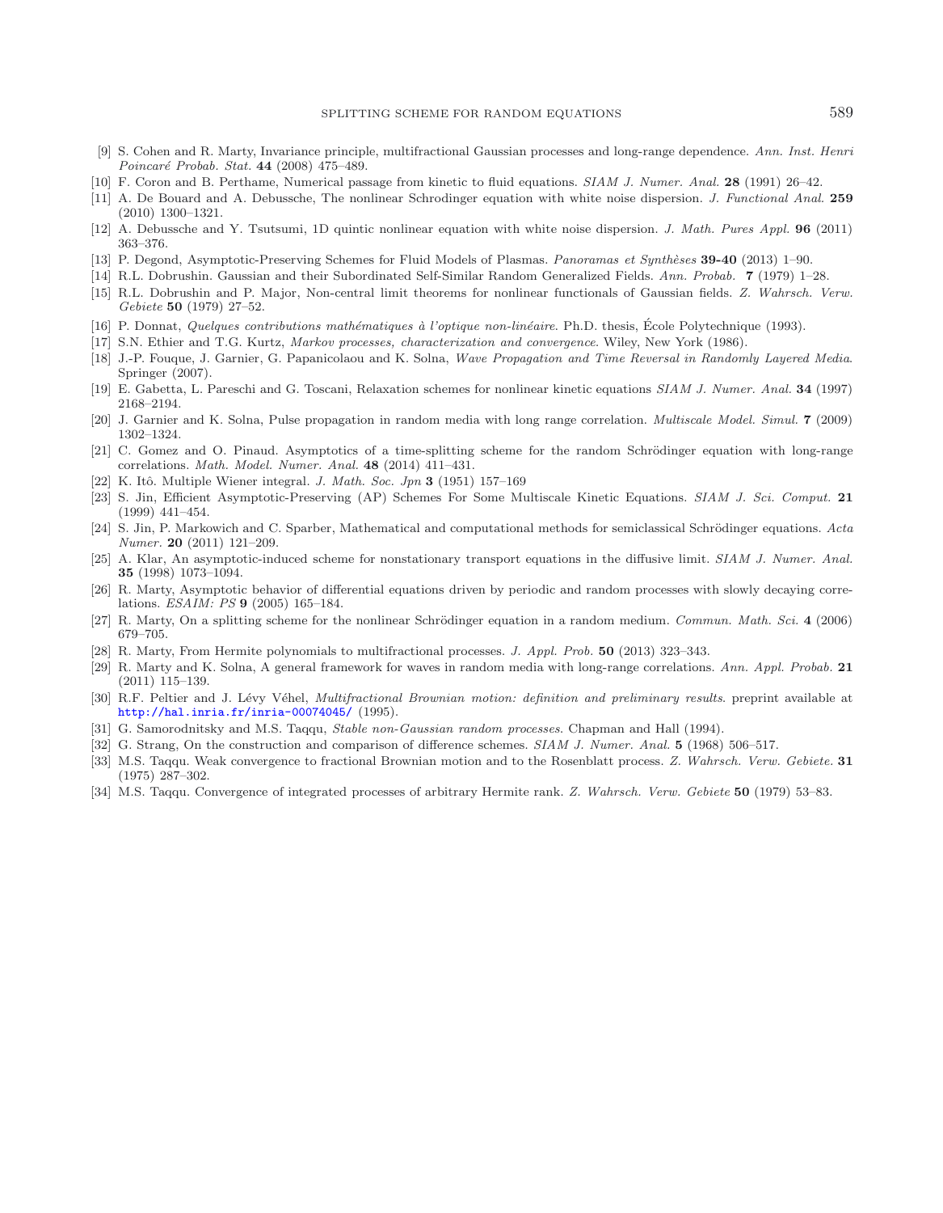- [9] S. Cohen and R. Marty, Invariance principle, multifractional Gaussian processes and long-range dependence. *Ann. Inst. Henri Poincaré Probab. Stat.* **44** (2008) 475–489.
- [10] F. Coron and B. Perthame, Numerical passage from kinetic to fluid equations. *SIAM J. Numer. Anal.* **28** (1991) 26–42.
- [11] A. De Bouard and A. Debussche, The nonlinear Schrodinger equation with white noise dispersion. *J. Functional Anal.* **259** (2010) 1300–1321.
- [12] A. Debussche and Y. Tsutsumi, 1D quintic nonlinear equation with white noise dispersion. *J. Math. Pures Appl.* **96** (2011) 363–376.
- [13] P. Degond, Asymptotic-Preserving Schemes for Fluid Models of Plasmas. *Panoramas et Synthèses* **39-40** (2013) 1–90.
- [14] R.L. Dobrushin. Gaussian and their Subordinated Self-Similar Random Generalized Fields. *Ann. Probab.* **7** (1979) 1–28.
- [15] R.L. Dobrushin and P. Major, Non-central limit theorems for nonlinear functionals of Gaussian fields. *Z. Wahrsch. Verw. Gebiete* **50** (1979) 27–52.
- [16] P. Donnat, *Quelques contributions mathématiques à l'optique non-linéaire*. Ph.D. thesis, École Polytechnique (1993).
- [17] S.N. Ethier and T.G. Kurtz, *Markov processes, characterization and convergence*. Wiley, New York (1986).
- [18] J.-P. Fouque, J. Garnier, G. Papanicolaou and K. Solna, *Wave Propagation and Time Reversal in Randomly Layered Media*. Springer (2007).
- [19] E. Gabetta, L. Pareschi and G. Toscani, Relaxation schemes for nonlinear kinetic equations *SIAM J. Numer. Anal.* **34** (1997) 2168–2194.
- [20] J. Garnier and K. Solna, Pulse propagation in random media with long range correlation. *Multiscale Model. Simul.* **7** (2009) 1302–1324.
- [21] C. Gomez and O. Pinaud. Asymptotics of a time-splitting scheme for the random Schrödinger equation with long-range correlations. *Math. Model. Numer. Anal.* **48** (2014) 411–431.
- [22] K. Itô. Multiple Wiener integral. *J. Math. Soc. Jpn* **3** (1951) 157–169
- [23] S. Jin, Efficient Asymptotic-Preserving (AP) Schemes For Some Multiscale Kinetic Equations. *SIAM J. Sci. Comput.* **21** (1999) 441–454.
- [24] S. Jin, P. Markowich and C. Sparber, Mathematical and computational methods for semiclassical Schrödinger equations. *Acta Numer.* **20** (2011) 121–209.
- [25] A. Klar, An asymptotic-induced scheme for nonstationary transport equations in the diffusive limit. *SIAM J. Numer. Anal.* **35** (1998) 1073–1094.
- [26] R. Marty, Asymptotic behavior of differential equations driven by periodic and random processes with slowly decaying correlations. *ESAIM: PS* **9** (2005) 165–184.
- [27] R. Marty, On a splitting scheme for the nonlinear Schrödinger equation in a random medium. *Commun. Math. Sci.* **4** (2006) 679–705.
- [28] R. Marty, From Hermite polynomials to multifractional processes. *J. Appl. Prob.* **50** (2013) 323–343.
- [29] R. Marty and K. Solna, A general framework for waves in random media with long-range correlations. *Ann. Appl. Probab.* **21** (2011) 115–139.
- [30] R.F. Peltier and J. Lévy Véhel, *Multifractional Brownian motion: definition and preliminary results*. preprint available at http://hal.inria.fr/inria-00074045/ (1995).
- [31] G. Samorodnitsky and M.S. Taqqu, *Stable non-Gaussian random processes*. Chapman and Hall (1994).
- [32] G. Strang, On the construction and comparison of difference schemes. *SIAM J. Numer. Anal.* **5** (1968) 506–517.
- [33] M.S. Taqqu. Weak convergence to fractional Brownian motion and to the Rosenblatt process. *Z. Wahrsch. Verw. Gebiete.* **31** (1975) 287–302.
- [34] M.S. Taqqu. Convergence of integrated processes of arbitrary Hermite rank. *Z. Wahrsch. Verw. Gebiete* **50** (1979) 53–83.